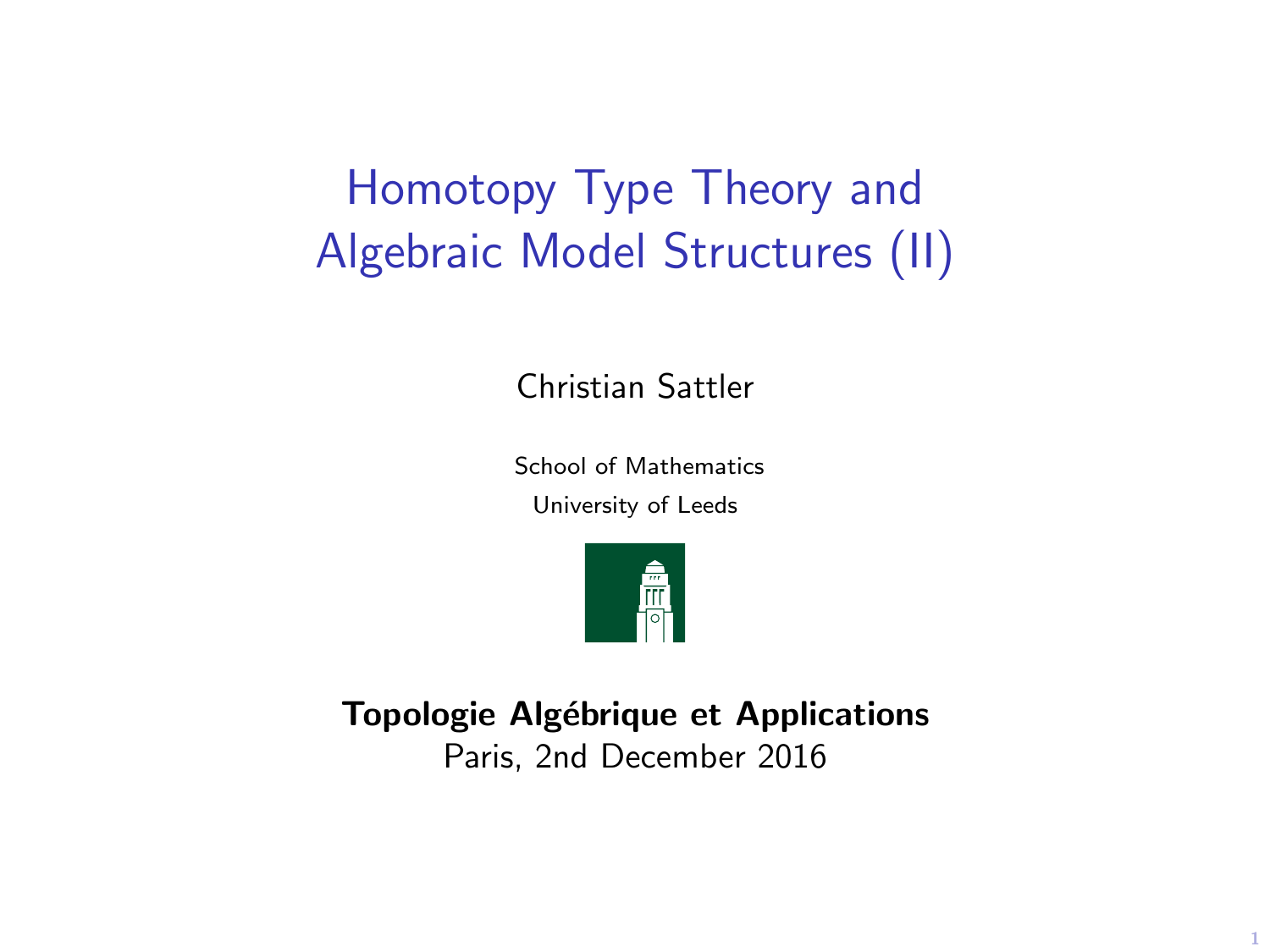# Homotopy Type Theory and Algebraic Model Structures (II)

Christian Sattler

School of Mathematics

University of Leeds

**Topologie Algébrique et Applications**

Paris, 2nd December 2016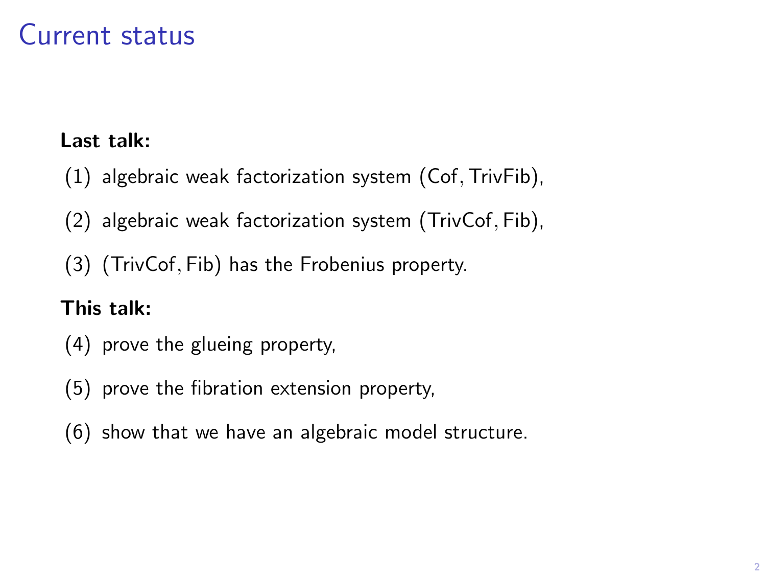# Current status

**Last talk:**

(1) algebraic weak factorization system $(\mathsf{Cof}, \mathsf{TrivFib})$,

(2) algebraic weak factorization system $(\mathsf{TrivCof}, \mathsf{Fib})$,

(3) $(\mathsf{TrivCof}, \mathsf{Fib})$ has the Frobenius property.

**This talk:**

(4) prove the glueing property,

(5) prove the fibration extension property,

(6) show that we have an algebraic model structure.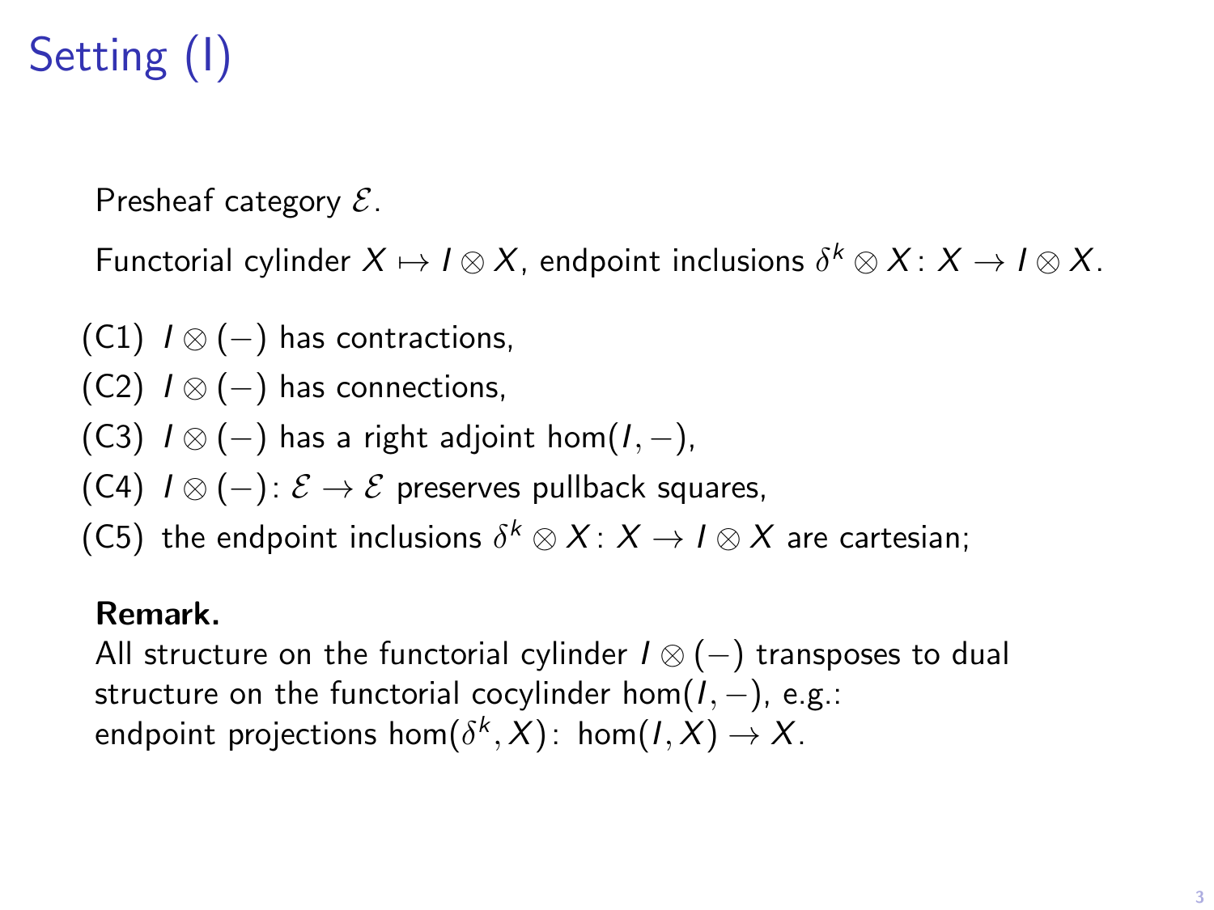# Setting (I)

Presheaf category $\mathcal{E}$.

Functorial cylinder $X \mapsto I \otimes X$, endpoint inclusions $\delta^k \otimes X \colon X \to I \otimes X$.

- (C1) $I \otimes (-)$ has contractions,
- (C2) $I \otimes (-)$ has connections,
- (C3) $I \otimes (-)$ has a right adjoint $\hom(I, -)$,
- (C4) $I \otimes (-) \colon \mathcal{E} \to \mathcal{E}$ preserves pullback squares,
- (C5) the endpoint inclusions $\delta^k \otimes X \colon X \to I \otimes X$ are cartesian;

**Remark.**
All structure on the functorial cylinder $I \otimes (-)$ transposes to dual structure on the functorial cocylinder $\hom(I, -)$, e.g.:
endpoint projections $\hom(\delta^k, X) \colon \hom(I, X) \to X$.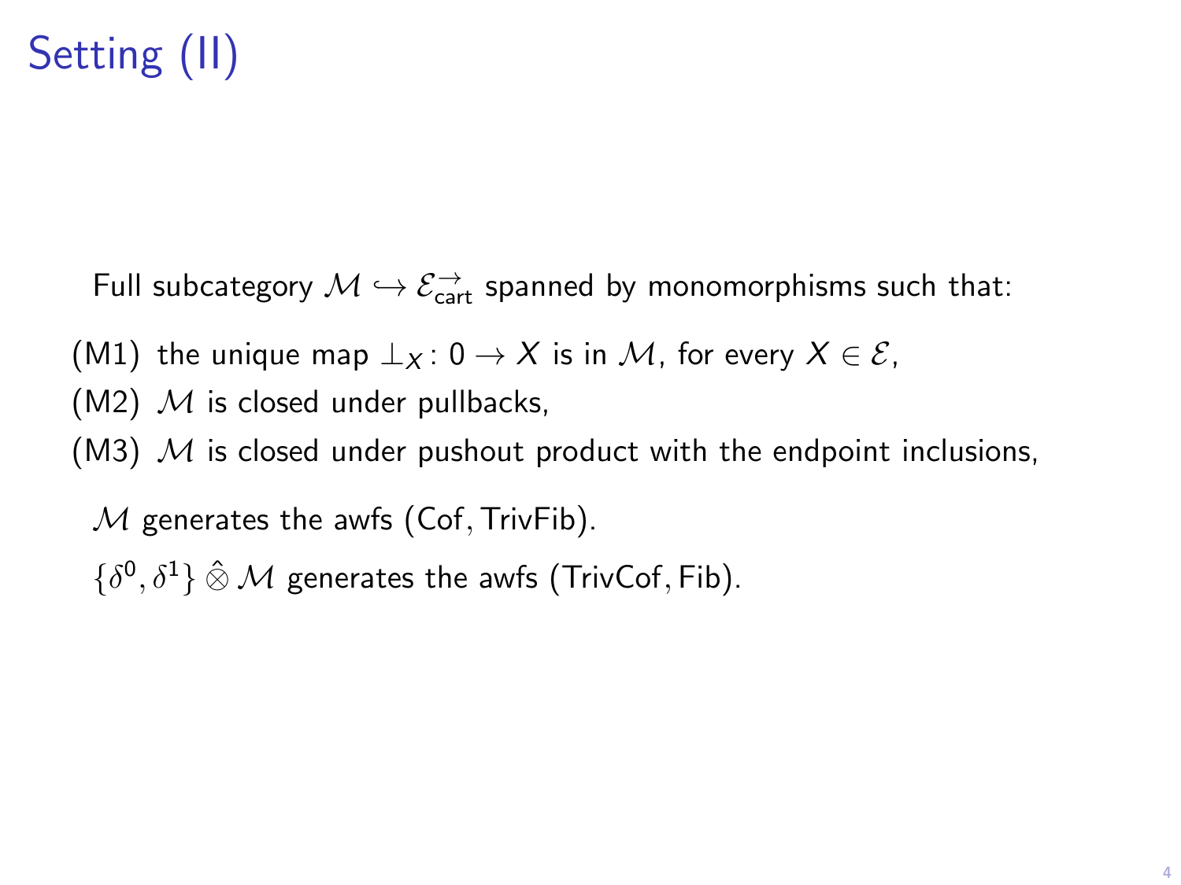# Setting (II)

Full subcategory $\mathcal{M} \hookrightarrow \mathcal{E}^{\rightarrow}_{\mathsf{cart}}$ spanned by monomorphisms such that:

(M1) the unique map $\perp_X \colon 0 \to X$ is in $\mathcal{M}$, for every $X \in \mathcal{E}$,

(M2) $\mathcal{M}$ is closed under pullbacks,

(M3) $\mathcal{M}$ is closed under pushout product with the endpoint inclusions,

$\mathcal{M}$ generates the awfs $(\mathsf{Cof}, \mathsf{TrivFib})$.

$\{\delta^0, \delta^1\} \mathbin{\hat{\otimes}} \mathcal{M}$ generates the awfs $(\mathsf{TrivCof}, \mathsf{Fib})$.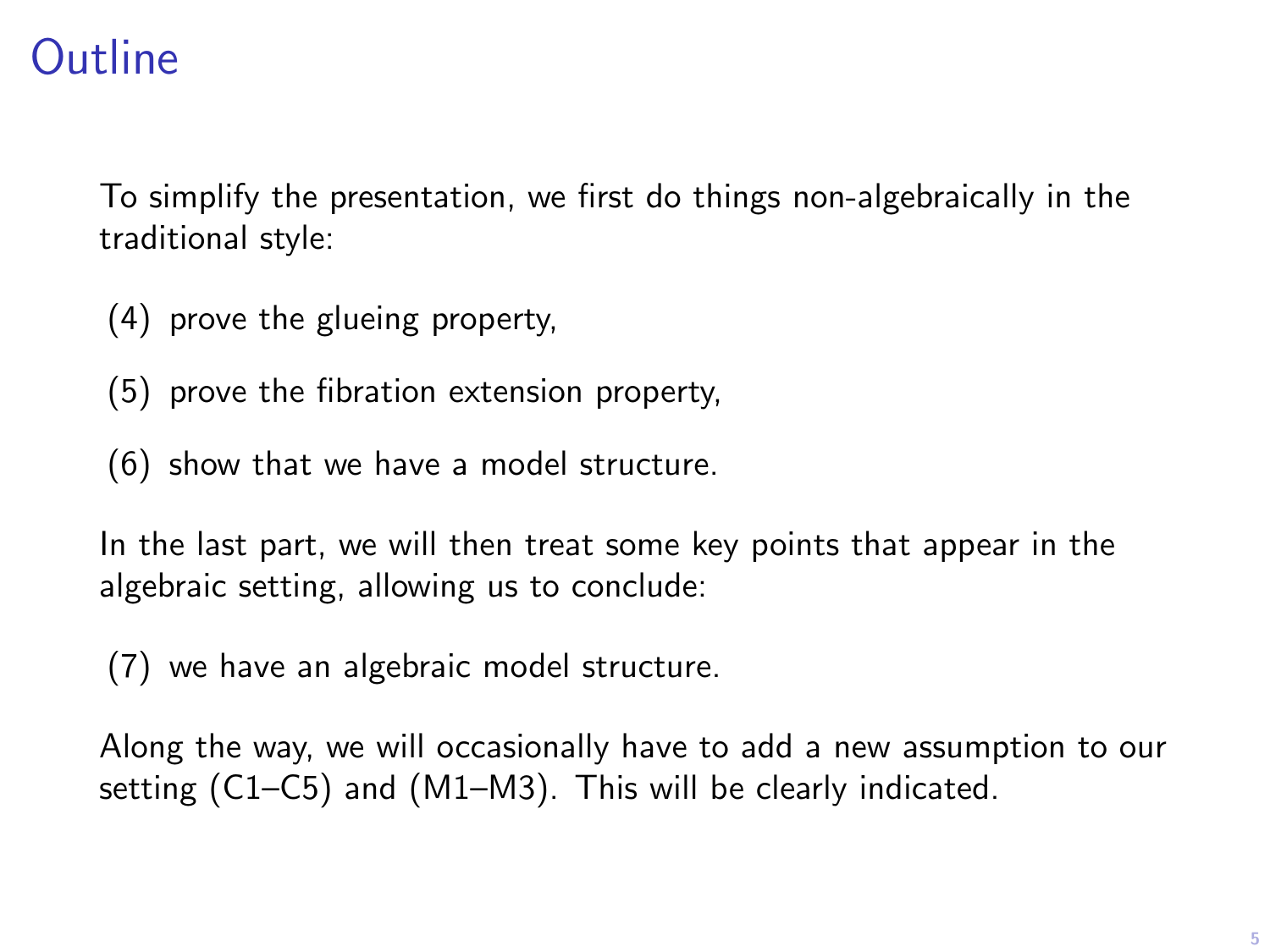# Outline

To simplify the presentation, we first do things non-algebraically in the traditional style:

(4) prove the glueing property,

(5) prove the fibration extension property,

(6) show that we have a model structure.

In the last part, we will then treat some key points that appear in the algebraic setting, allowing us to conclude:

(7) we have an algebraic model structure.

Along the way, we will occasionally have to add a new assumption to our setting (C1–C5) and (M1–M3). This will be clearly indicated.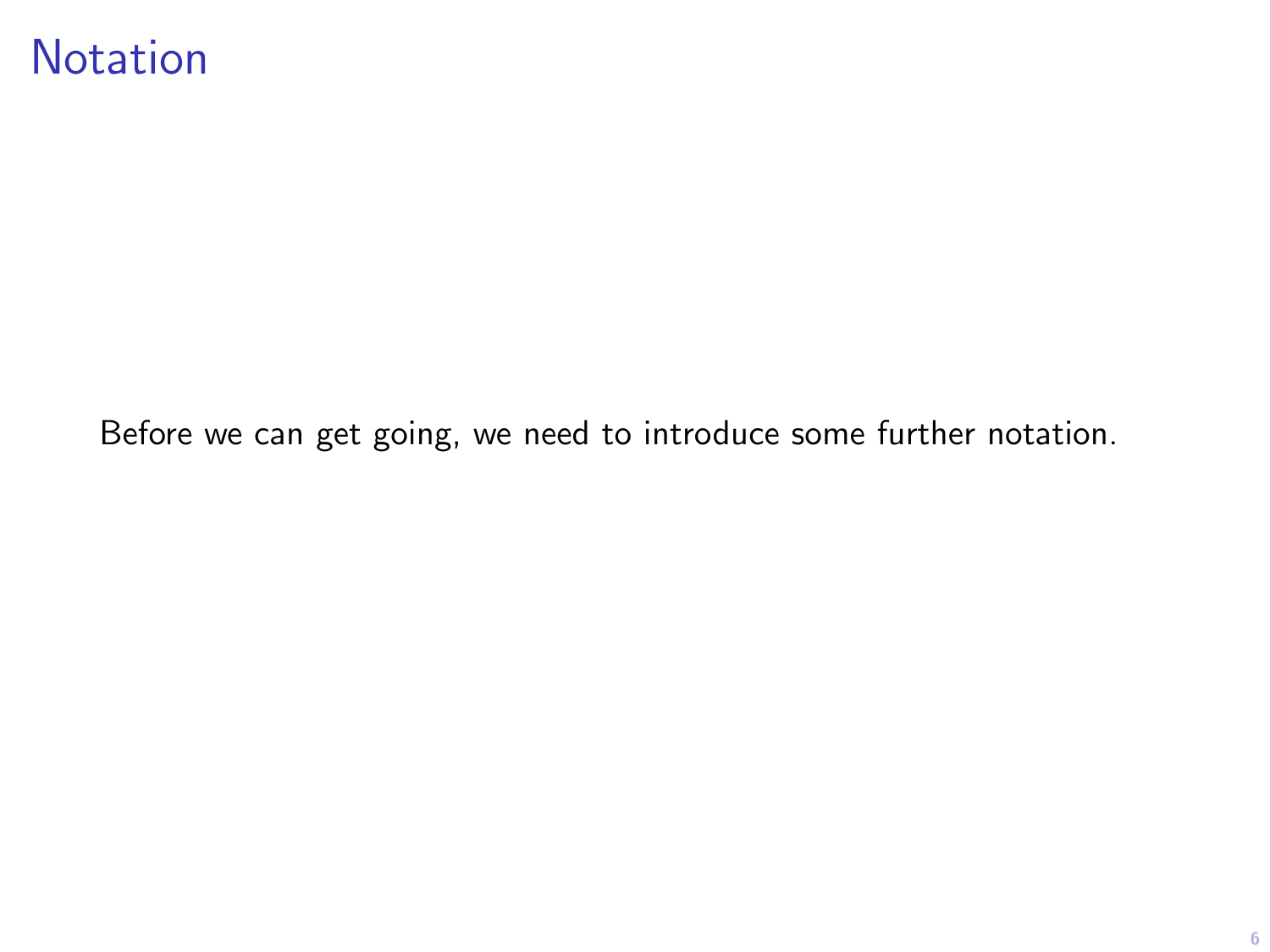# Notation

Before we can get going, we need to introduce some further notation.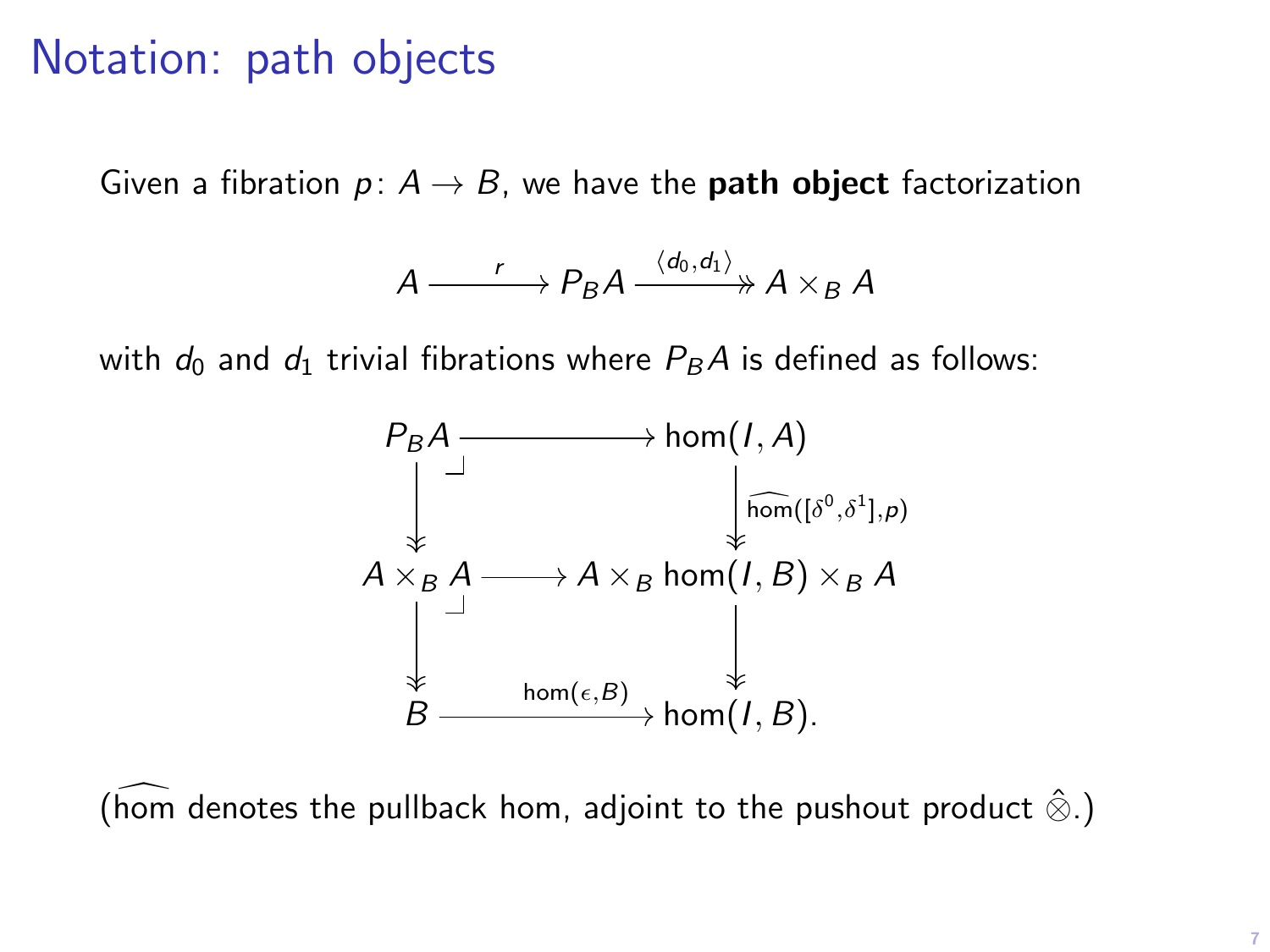# Notation: path objects

Given a fibration $p\colon A \to B$, we have the **path object** factorization

$$A \xrightarrow{\quad r \quad} P_B A \xrightarrow{\langle d_0, d_1 \rangle} A \times_B A$$

with $d_0$ and $d_1$ trivial fibrations where $P_B A$ is defined as follows:

$$\begin{array}{ccc}
P_B A & \longrightarrow & \hom(I, A) \\
\downarrow & & \downarrow {\scriptstyle \widehat{\hom}([\delta^0, \delta^1], p)} \\
A \times_B A & \longrightarrow & A \times_B \hom(I, B) \times_B A \\
\downarrow & & \downarrow \\
B & \xrightarrow{\hom(\epsilon, B)} & \hom(I, B).
\end{array}$$

($\widehat{\hom}$ denotes the pullback hom, adjoint to the pushout product $\hat{\otimes}$.)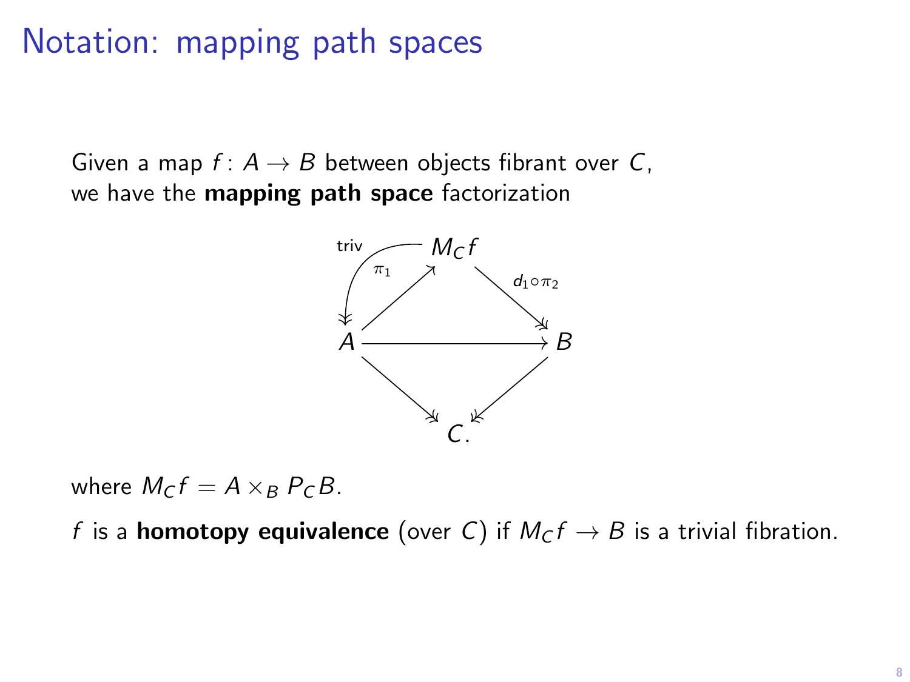# Notation: mapping path spaces

Given a map $f\colon A \to B$ between objects fibrant over $C$,
we have the **mapping path space** factorization

$$
\begin{array}{ccccc}
 & & M_C f & & \\
 & \overset{\pi_1}{\nearrow} \; \underset{\text{triv}}{\swarrow\!\!\!\!\!\swarrow} & & \overset{d_1 \circ \pi_2}{\searrow\!\!\!\!\!\searrow} & \\
A & & \longrightarrow & & B \\
 & \searrow\!\!\!\!\!\searrow & & \swarrow\!\!\!\!\!\swarrow & \\
 & & C. & &
\end{array}
$$

where $M_C f = A \times_B P_C B$.

$f$ is a **homotopy equivalence** (over $C$) if $M_C f \to B$ is a trivial fibration.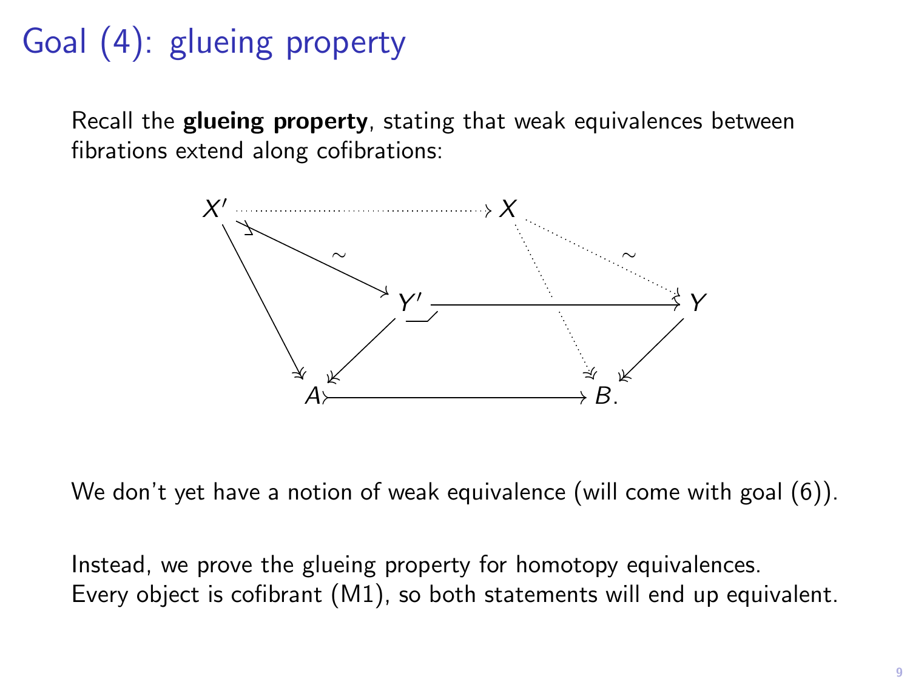# Goal (4): glueing property

Recall the **glueing property**, stating that weak equivalences between fibrations extend along cofibrations:

$$
\begin{array}{ccccc}
X' & \dashrightarrow & X & & \\
 & \searrow^{\sim} & & \searrow^{\sim} & \\
 & & Y' & \longrightarrow & Y \\
 \downarrow & \swarrow & & \downarrow & \swarrow \\
A & \rightarrowtail & & & B.
\end{array}
$$

We don't yet have a notion of weak equivalence (will come with goal (6)).

Instead, we prove the glueing property for homotopy equivalences.
Every object is cofibrant (M1), so both statements will end up equivalent.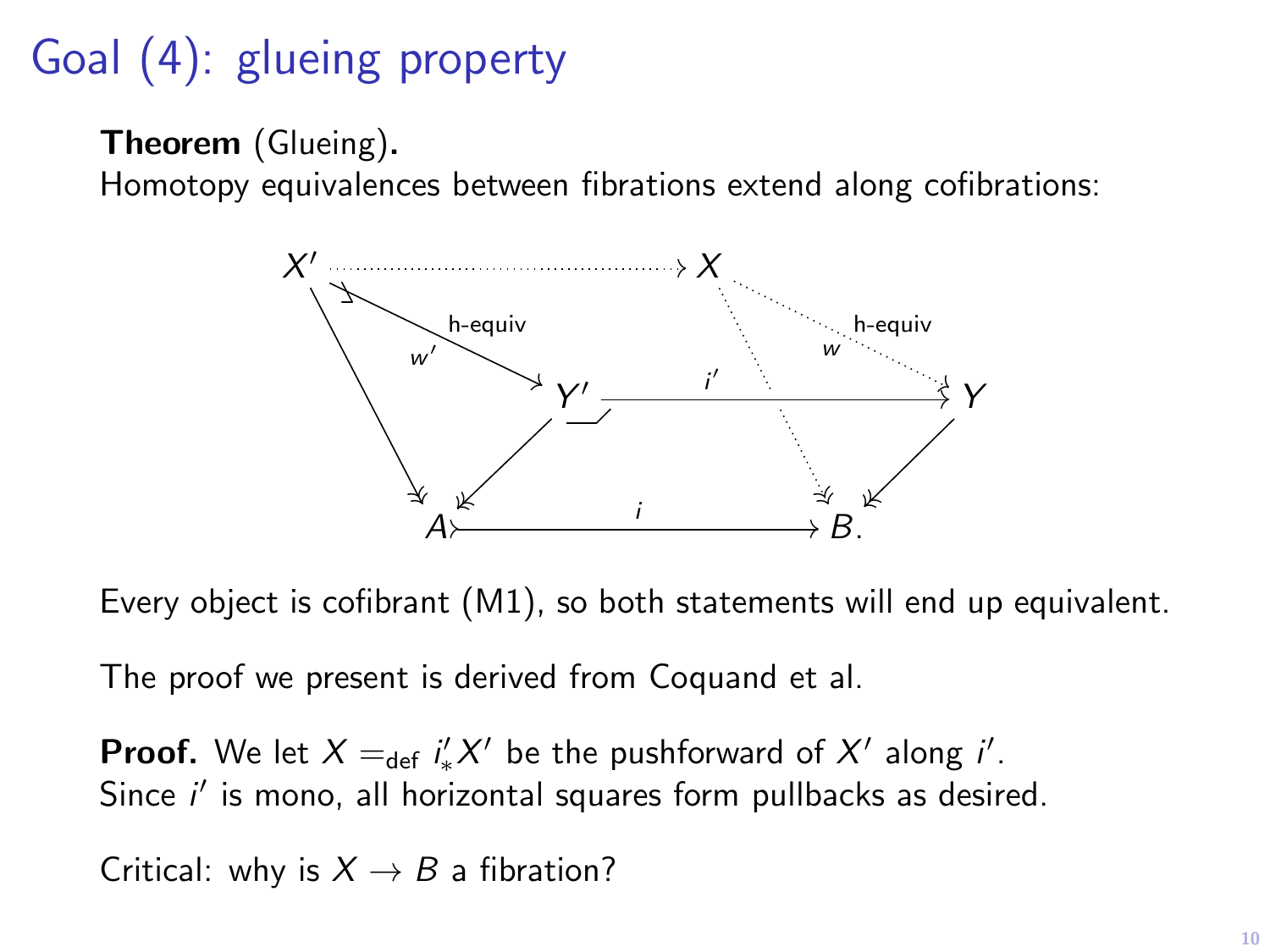# Goal (4): glueing property

**Theorem** (Glueing)**.**
Homotopy equivalences between fibrations extend along cofibrations:

$$
\begin{array}{ccccc}
X' & \cdots\cdots\cdots\cdots\cdots\cdots & X & & \\
& \searrow^{w'}_{\text{h-equiv}} & & \searrow^{w}_{\text{h-equiv}} & \\
& & Y' & \xrightarrow{i'} & Y \\
\downarrow & \swarrow & & & \swarrow \\
A & \xrightarrow{i} & & & B.
\end{array}
$$

Every object is cofibrant (M1), so both statements will end up equivalent.

The proof we present is derived from Coquand et al.

**Proof.** We let $X =_{\text{def}} i'_* X'$ be the pushforward of $X'$ along $i'$.
Since $i'$ is mono, all horizontal squares form pullbacks as desired.

Critical: why is $X \to B$ a fibration?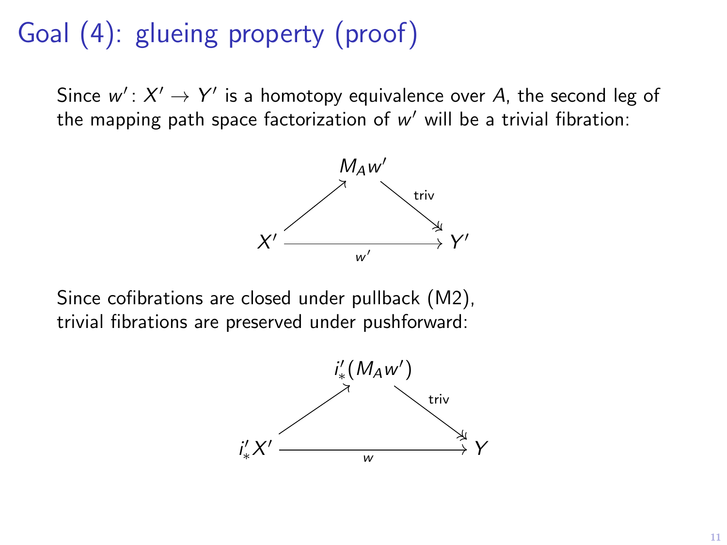# Goal (4): glueing property (proof)

Since $w' \colon X' \to Y'$ is a homotopy equivalence over $A$, the second leg of the mapping path space factorization of $w'$ will be a trivial fibration:

$$
\begin{array}{ccc}
 & M_A w' & \\
\nearrow & & \searrow^{\text{triv}} \\
X' & \xrightarrow{\quad w' \quad} & Y'
\end{array}
$$

Since cofibrations are closed under pullback (M2), trivial fibrations are preserved under pushforward:

$$
\begin{array}{ccc}
 & i'_*(M_A w') & \\
\nearrow & & \searrow^{\text{triv}} \\
i'_* X' & \xrightarrow{\quad w \quad} & Y
\end{array}
$$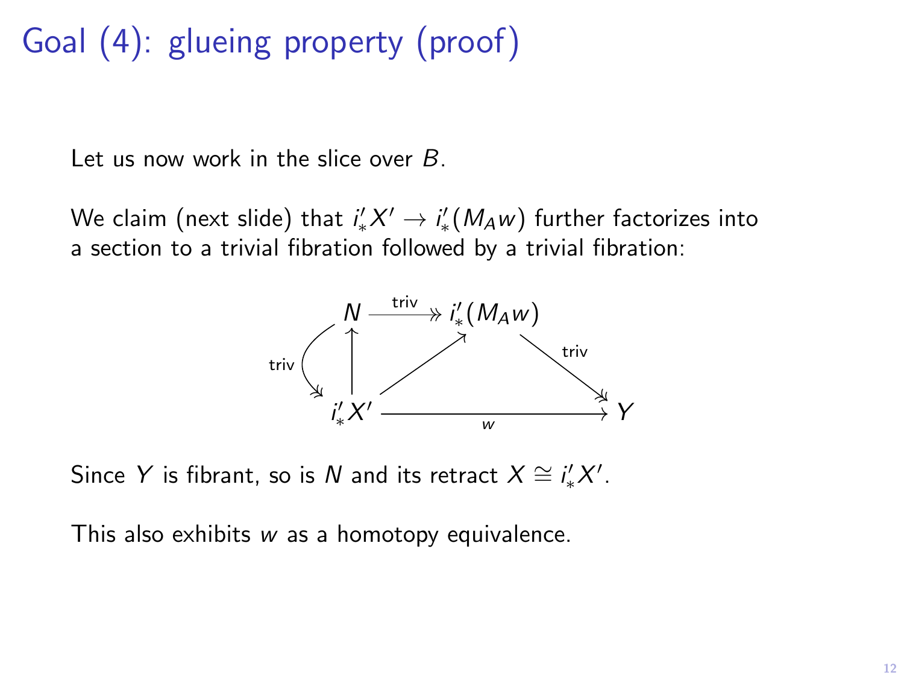# Goal (4): glueing property (proof)

Let us now work in the slice over $B$.

We claim (next slide) that $i'_* X' \to i'_*(M_A w)$ further factorizes into a section to a trivial fibration followed by a trivial fibration:

$$
\begin{array}{ccccc}
N & \xrightarrow{\text{triv}} & i'_*(M_A w) & & \\
\uparrow \; \overset{\text{triv}}{\curvearrowright} & \nearrow & & \overset{\text{triv}}{\searrow} & \\
i'_* X' & & \xrightarrow{\quad w \quad} & & Y
\end{array}
$$

Since $Y$ is fibrant, so is $N$ and its retract $X \cong i'_* X'$.

This also exhibits $w$ as a homotopy equivalence.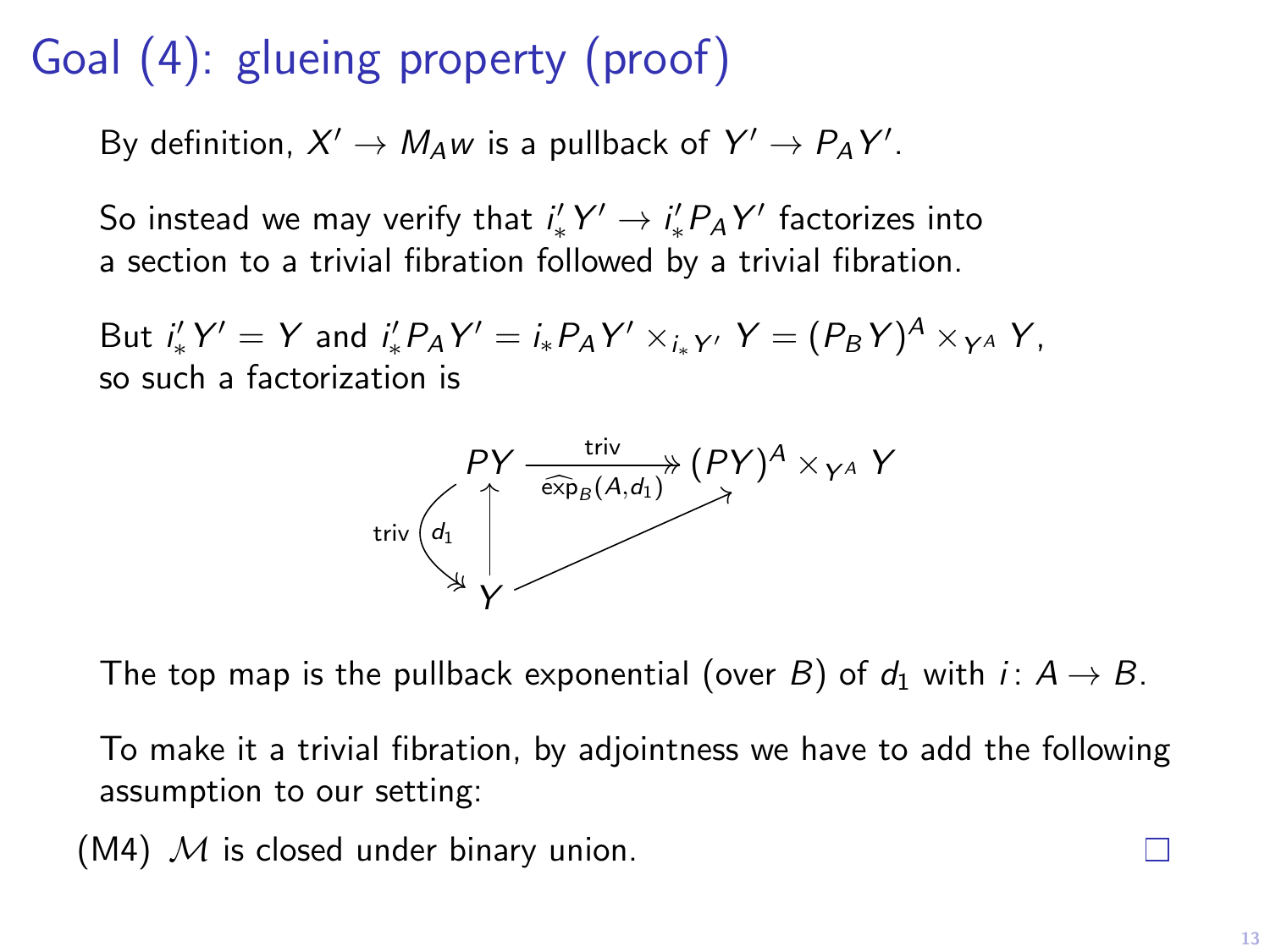# Goal (4): glueing property (proof)

By definition, $X' \to M_A w$ is a pullback of $Y' \to P_A Y'$.

So instead we may verify that $i'_* Y' \to i'_* P_A Y'$ factorizes into a section to a trivial fibration followed by a trivial fibration.

But $i'_* Y' = Y$ and $i'_* P_A Y' = i_* P_A Y' \times_{i_* Y'} Y = (P_B Y)^A \times_{Y^A} Y$, so such a factorization is

$$
\begin{array}{ccc}
PY & \xrightarrow[\widehat{\exp}_B(A, d_1)]{\text{triv}} & (PY)^A \times_{Y^A} Y \\
\text{triv}\ \big\downarrow d_1 \ \big\uparrow & \nearrow & \\
Y & &
\end{array}
$$

The top map is the pullback exponential (over $B$) of $d_1$ with $i \colon A \to B$.

To make it a trivial fibration, by adjointness we have to add the following assumption to our setting:

(M4) $\mathcal{M}$ is closed under binary union. $\square$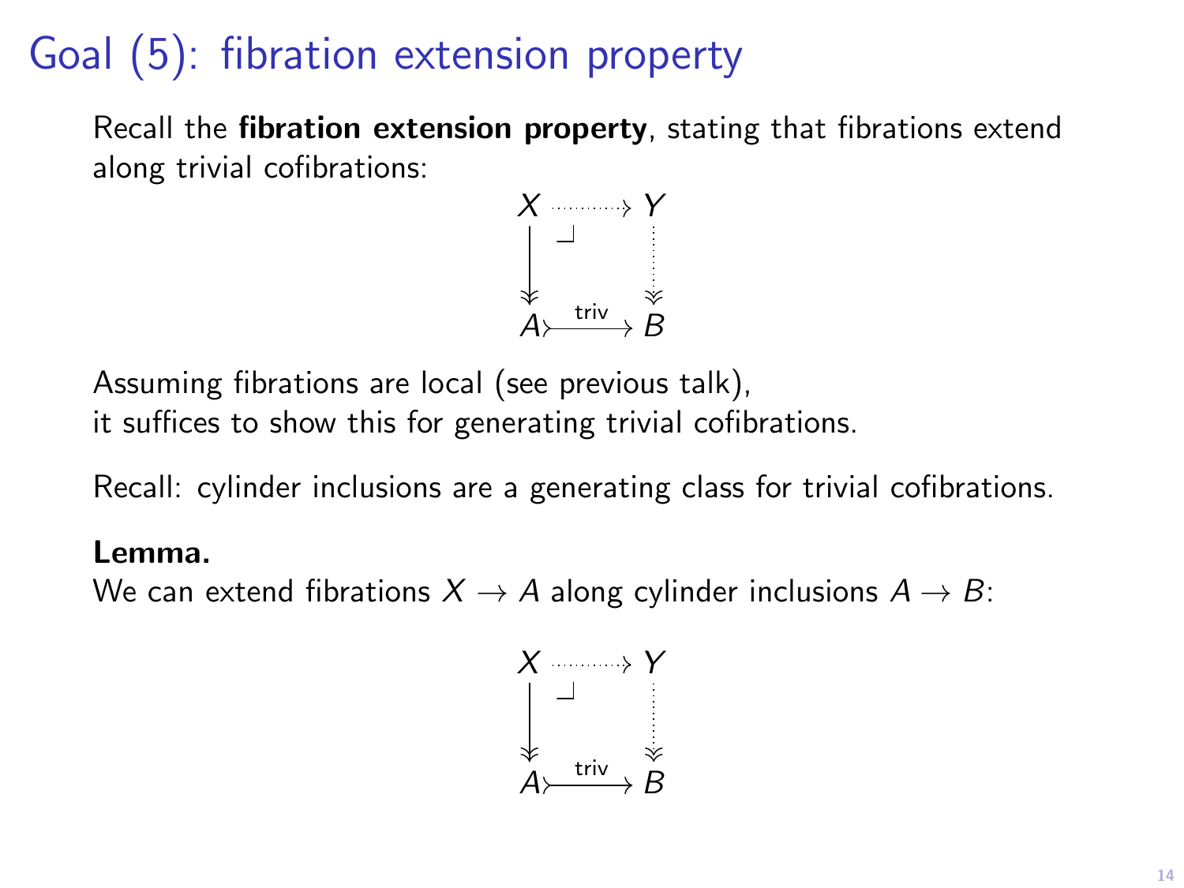# Goal (5): fibration extension property

Recall the **fibration extension property**, stating that fibrations extend along trivial cofibrations:

$$
\begin{array}{ccc}
X & \dashrightarrow & Y \\
\downarrow & \lrcorner & \vdots \\
A & \xrightarrow{\text{triv}} & B
\end{array}
$$

Assuming fibrations are local (see previous talk),
it suffices to show this for generating trivial cofibrations.

Recall: cylinder inclusions are a generating class for trivial cofibrations.

**Lemma.**
We can extend fibrations $X \to A$ along cylinder inclusions $A \to B$:

$$
\begin{array}{ccc}
X & \dashrightarrow & Y \\
\downarrow & \lrcorner & \vdots \\
A & \xrightarrow{\text{triv}} & B
\end{array}
$$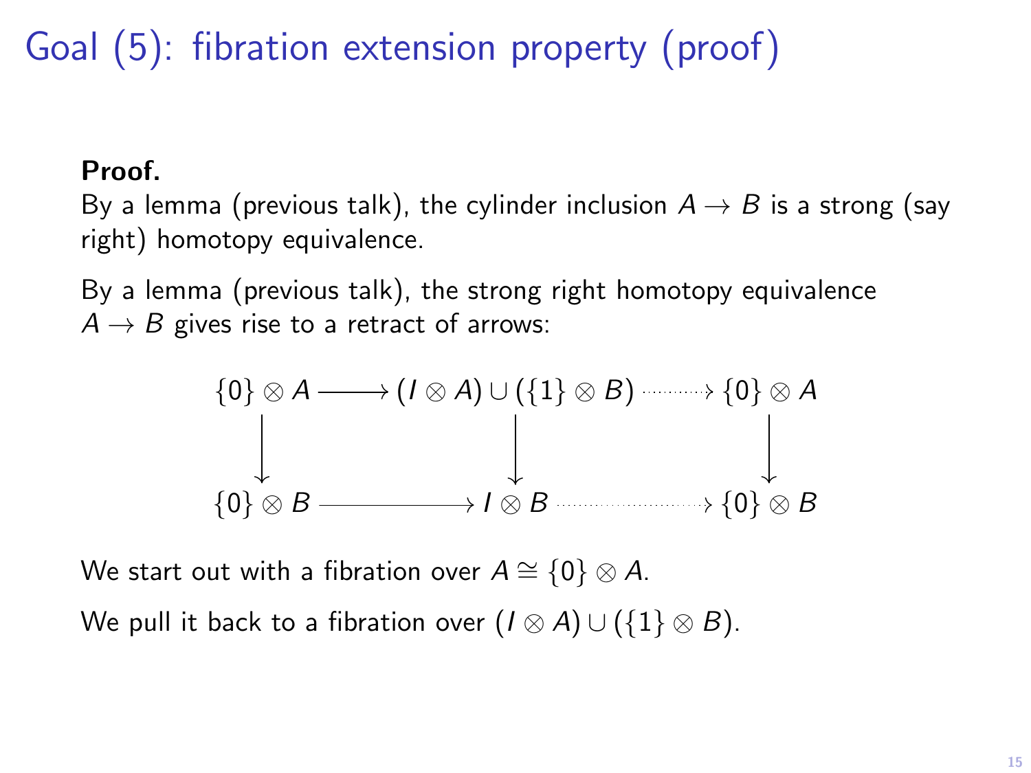# Goal (5): fibration extension property (proof)

**Proof.**
By a lemma (previous talk), the cylinder inclusion $A \to B$ is a strong (say right) homotopy equivalence.

By a lemma (previous talk), the strong right homotopy equivalence $A \to B$ gives rise to a retract of arrows:

$$
\begin{array}{ccccc}
\{0\} \otimes A & \longrightarrow & (I \otimes A) \cup (\{1\} \otimes B) & \dashrightarrow & \{0\} \otimes A \\
\downarrow & & \downarrow & & \downarrow \\
\{0\} \otimes B & \longrightarrow & I \otimes B & \dashrightarrow & \{0\} \otimes B
\end{array}
$$

We start out with a fibration over $A \cong \{0\} \otimes A$.

We pull it back to a fibration over $(I \otimes A) \cup (\{1\} \otimes B)$.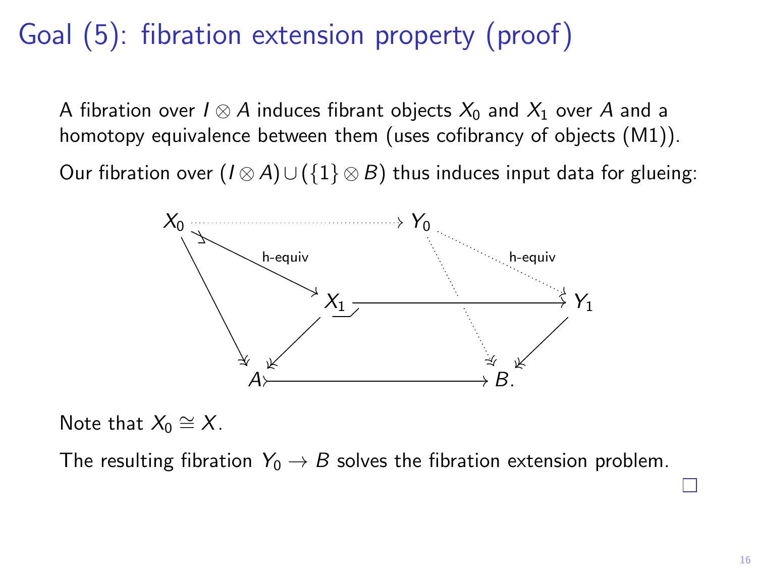# Goal (5): fibration extension property (proof)

A fibration over $I \otimes A$ induces fibrant objects $X_0$ and $X_1$ over $A$ and a homotopy equivalence between them (uses cofibrancy of objects (M1)).

Our fibration over $(I \otimes A) \cup (\{1\} \otimes B)$ thus induces input data for glueing:

$$
\begin{array}{ccccc}
X_0 & \cdots\cdots\cdots\cdots\cdots\cdots\cdots\rightarrow & Y_0 & & \\
 & \searrow^{\text{h-equiv}} & & \searrow^{\text{h-equiv}} & \\
 & & X_1 & \longrightarrow & Y_1 \\
 & \swarrow & & \swarrow & \\
A & \rightarrowtail & & \longrightarrow & B.
\end{array}
$$

Note that $X_0 \cong X$.

The resulting fibration $Y_0 \to B$ solves the fibration extension problem.

□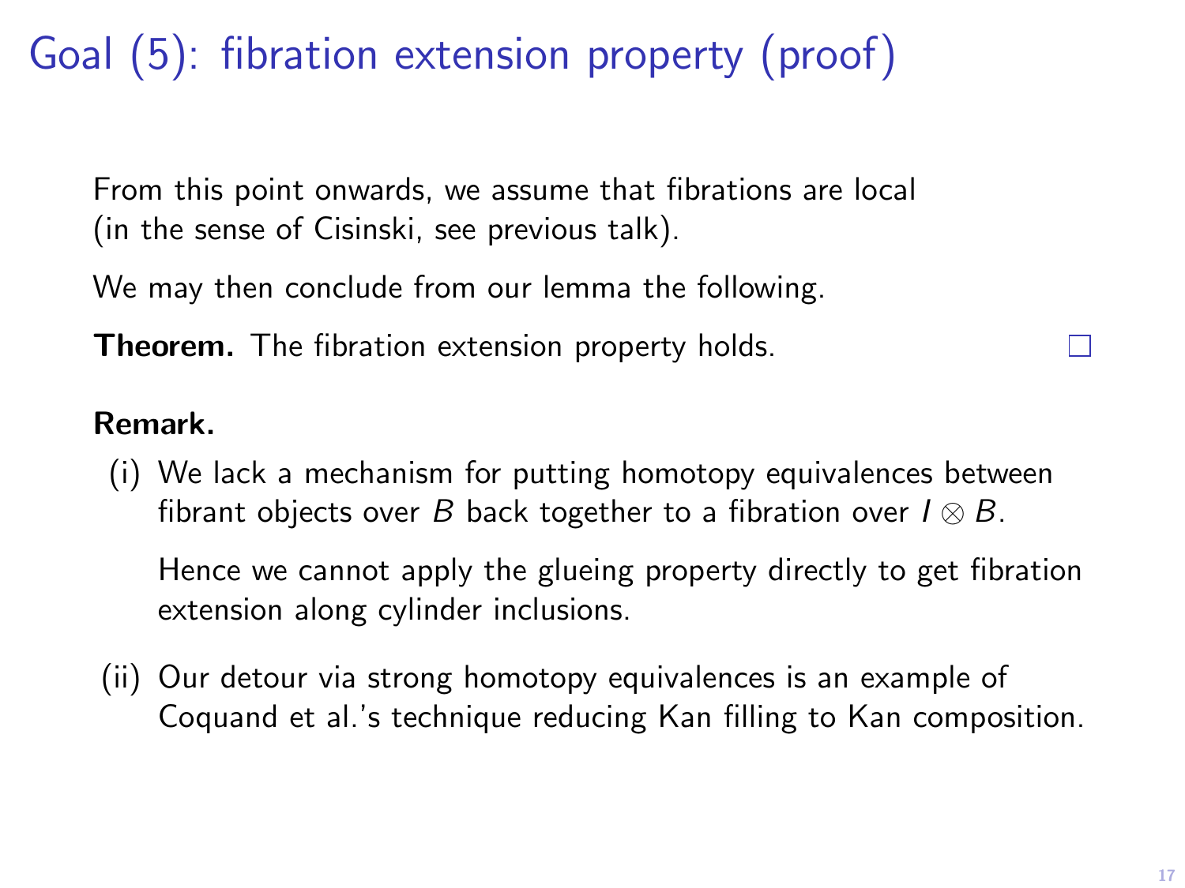# Goal (5): fibration extension property (proof)

From this point onwards, we assume that fibrations are local (in the sense of Cisinski, see previous talk).

We may then conclude from our lemma the following.

**Theorem.** The fibration extension property holds. □

**Remark.**

(i) We lack a mechanism for putting homotopy equivalences between fibrant objects over $B$ back together to a fibration over $I \otimes B$.

Hence we cannot apply the glueing property directly to get fibration extension along cylinder inclusions.

(ii) Our detour via strong homotopy equivalences is an example of Coquand et al.'s technique reducing Kan filling to Kan composition.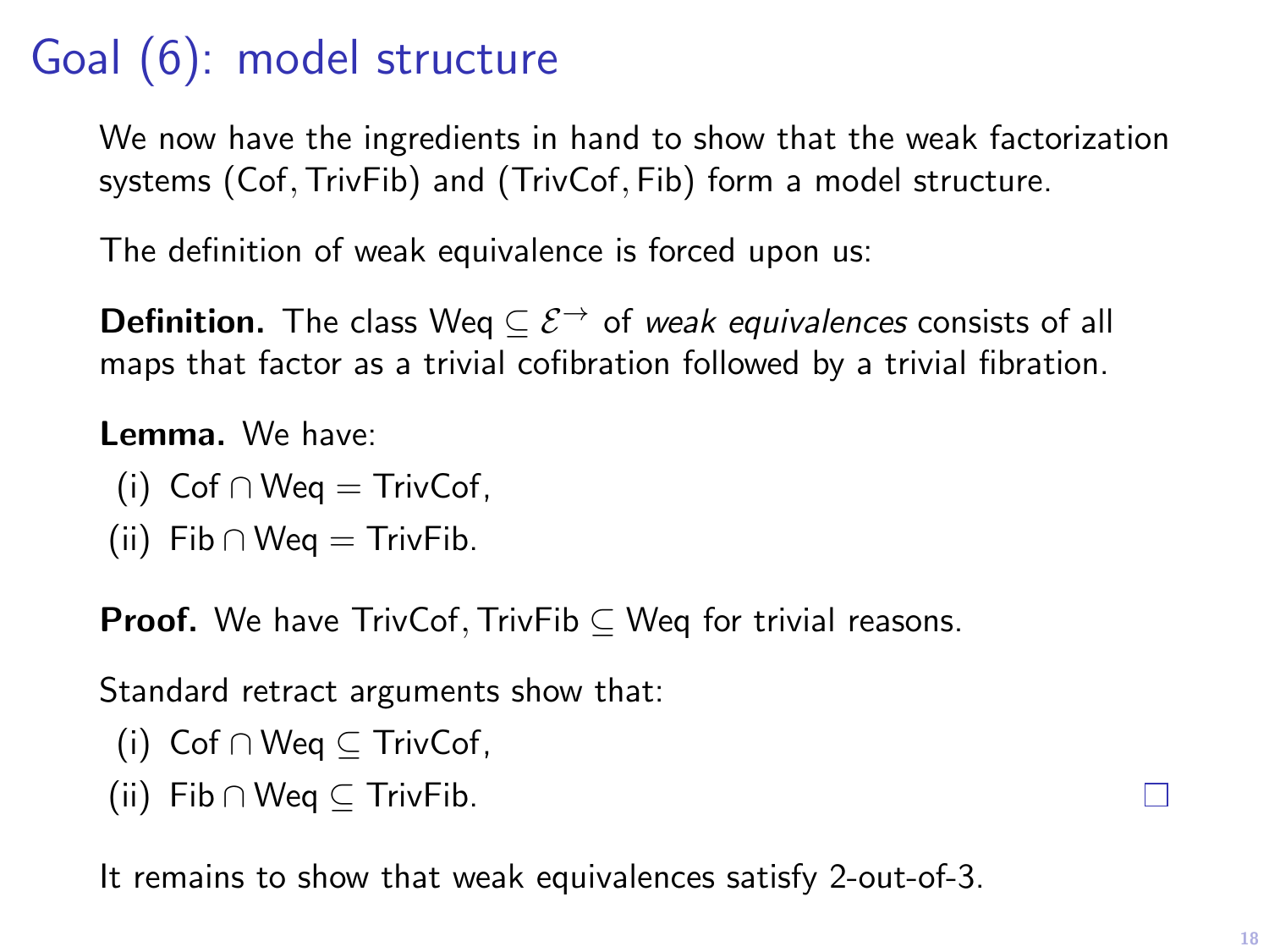# Goal (6): model structure

We now have the ingredients in hand to show that the weak factorization systems $(\mathsf{Cof}, \mathsf{TrivFib})$ and $(\mathsf{TrivCof}, \mathsf{Fib})$ form a model structure.

The definition of weak equivalence is forced upon us:

**Definition.** The class $\mathsf{Weq} \subseteq \mathcal{E}^{\to}$ of *weak equivalences* consists of all maps that factor as a trivial cofibration followed by a trivial fibration.

**Lemma.** We have:

(i) $\mathsf{Cof} \cap \mathsf{Weq} = \mathsf{TrivCof}$,

(ii) $\mathsf{Fib} \cap \mathsf{Weq} = \mathsf{TrivFib}$.

**Proof.** We have $\mathsf{TrivCof}, \mathsf{TrivFib} \subseteq \mathsf{Weq}$ for trivial reasons.

Standard retract arguments show that:

(i) $\mathsf{Cof} \cap \mathsf{Weq} \subseteq \mathsf{TrivCof}$,

(ii) $\mathsf{Fib} \cap \mathsf{Weq} \subseteq \mathsf{TrivFib}$. □

It remains to show that weak equivalences satisfy 2-out-of-3.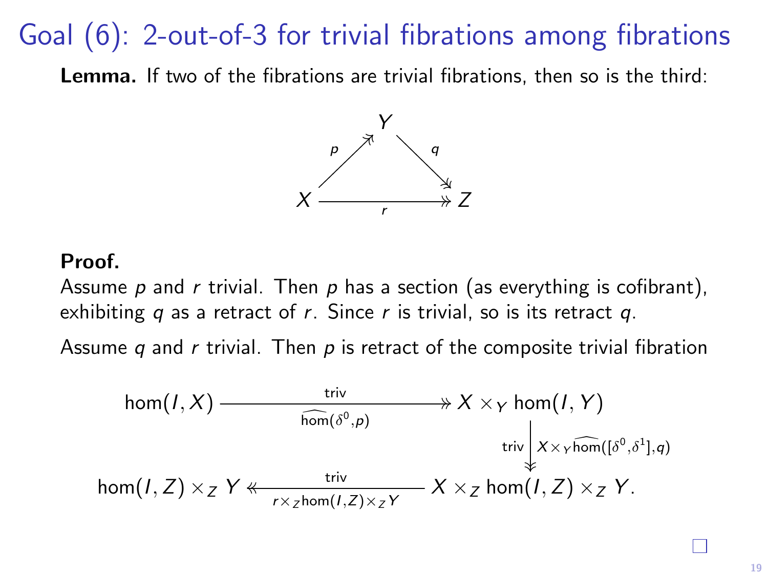# Goal (6): 2-out-of-3 for trivial fibrations among fibrations

**Lemma.** If two of the fibrations are trivial fibrations, then so is the third:

$$
\begin{array}{ccc}
 & Y & \\
{\scriptstyle p} \nearrow & & \searrow {\scriptstyle q} \\
X & \xrightarrow[r]{} & Z
\end{array}
$$

**Proof.**

Assume $p$ and $r$ trivial. Then $p$ has a section (as everything is cofibrant), exhibiting $q$ as a retract of $r$. Since $r$ is trivial, so is its retract $q$.

Assume $q$ and $r$ trivial. Then $p$ is retract of the composite trivial fibration

$$
\begin{array}{ccc}
\hom(I, X) & \xrightarrow[\widehat{\hom}(\delta^0, p)]{\text{triv}} & X \times_Y \hom(I, Y) \\
 & & \Big\downarrow {\scriptstyle \text{triv}} \; {\scriptstyle X \times_Y \widehat{\hom}([\delta^0, \delta^1], q)} \\
\hom(I, Z) \times_Z Y & \xleftarrow[r \times_Z \hom(I, Z) \times_Z Y]{\text{triv}} & X \times_Z \hom(I, Z) \times_Z Y.
\end{array}
$$

□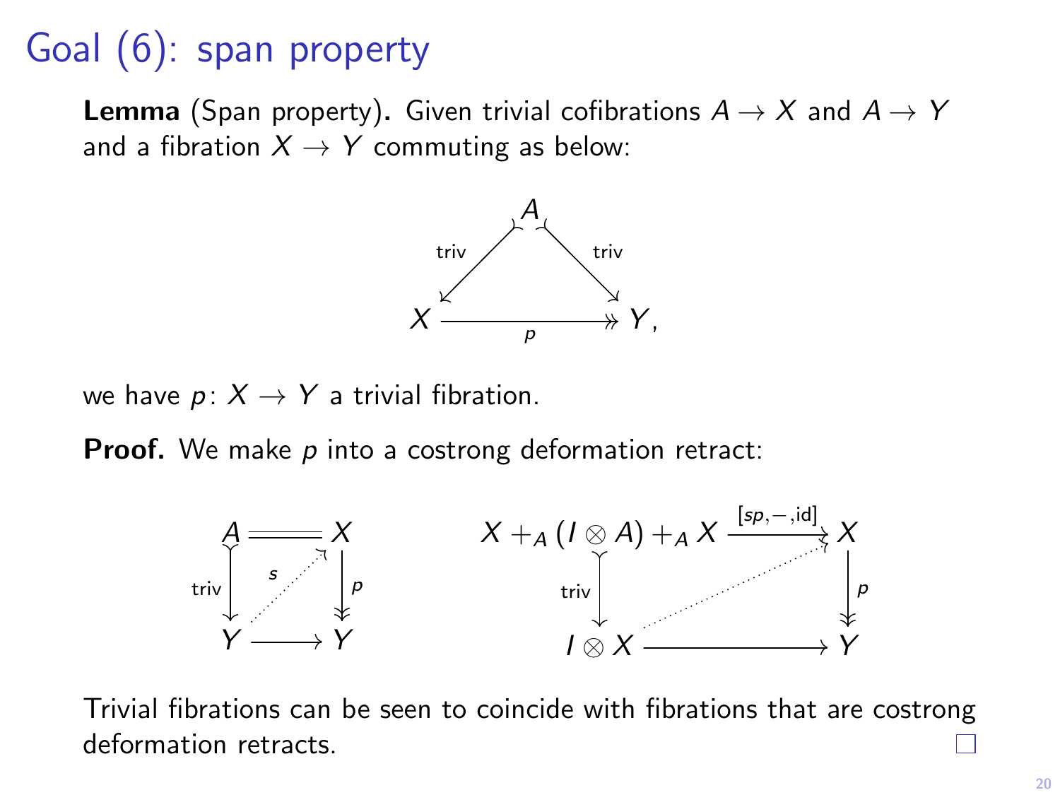# Goal (6): span property

**Lemma** (Span property)**.** Given trivial cofibrations $A \to X$ and $A \to Y$ and a fibration $X \to Y$ commuting as below:

$$
\begin{array}{ccc}
 & A & \\
{\scriptstyle\text{triv}}\swarrow & & \searrow{\scriptstyle\text{triv}} \\
X & \xrightarrow[p]{} & Y,
\end{array}
$$

we have $p\colon X \to Y$ a trivial fibration.

**Proof.** We make $p$ into a costrong deformation retract:

$$
\begin{array}{ccc}
A & = & X \\
{\scriptstyle\text{triv}}\downarrow & \overset{s}{\nearrow} & \downarrow{\scriptstyle p} \\
Y & \longrightarrow & Y
\end{array}
\qquad\qquad
\begin{array}{ccc}
X +_A (I \otimes A) +_A X & \xrightarrow{[sp,-,\mathrm{id}]} & X \\
{\scriptstyle\text{triv}}\downarrow & \nearrow & \downarrow{\scriptstyle p} \\
I \otimes X & \longrightarrow & Y
\end{array}
$$

Trivial fibrations can be seen to coincide with fibrations that are costrong deformation retracts. □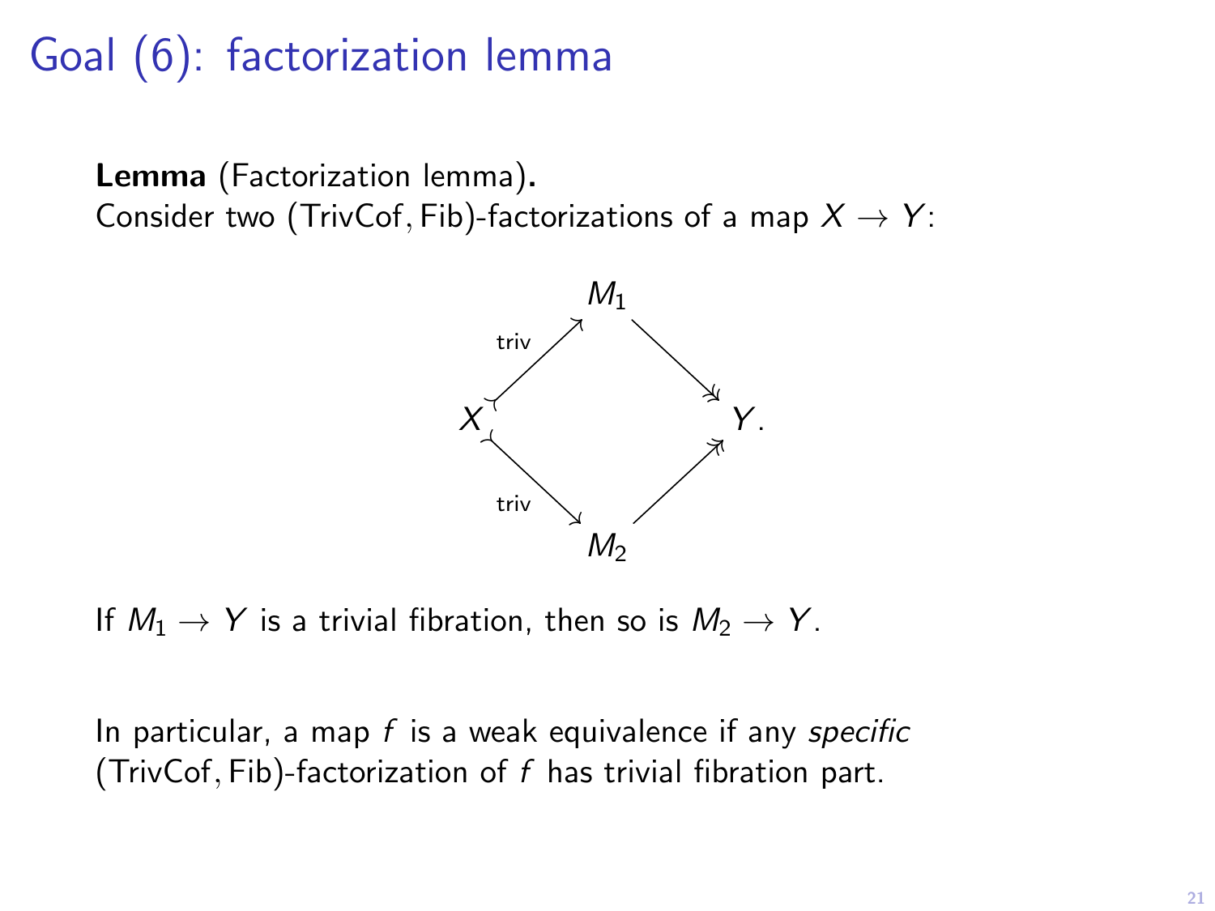# Goal (6): factorization lemma

**Lemma** (Factorization lemma)**.**
Consider two $(\mathrm{TrivCof}, \mathrm{Fib})$-factorizations of a map $X \to Y$:

$$
\begin{array}{ccccc}
 & & M_1 & & \\
 & \overset{\text{triv}}{\nearrow} & & \searrow & \\
X & & & & Y. \\
 & \underset{\text{triv}}{\searrow} & & \nearrow & \\
 & & M_2 & &
\end{array}
$$

If $M_1 \to Y$ is a trivial fibration, then so is $M_2 \to Y$.

In particular, a map $f$ is a weak equivalence if any *specific* $(\mathrm{TrivCof}, \mathrm{Fib})$-factorization of $f$ has trivial fibration part.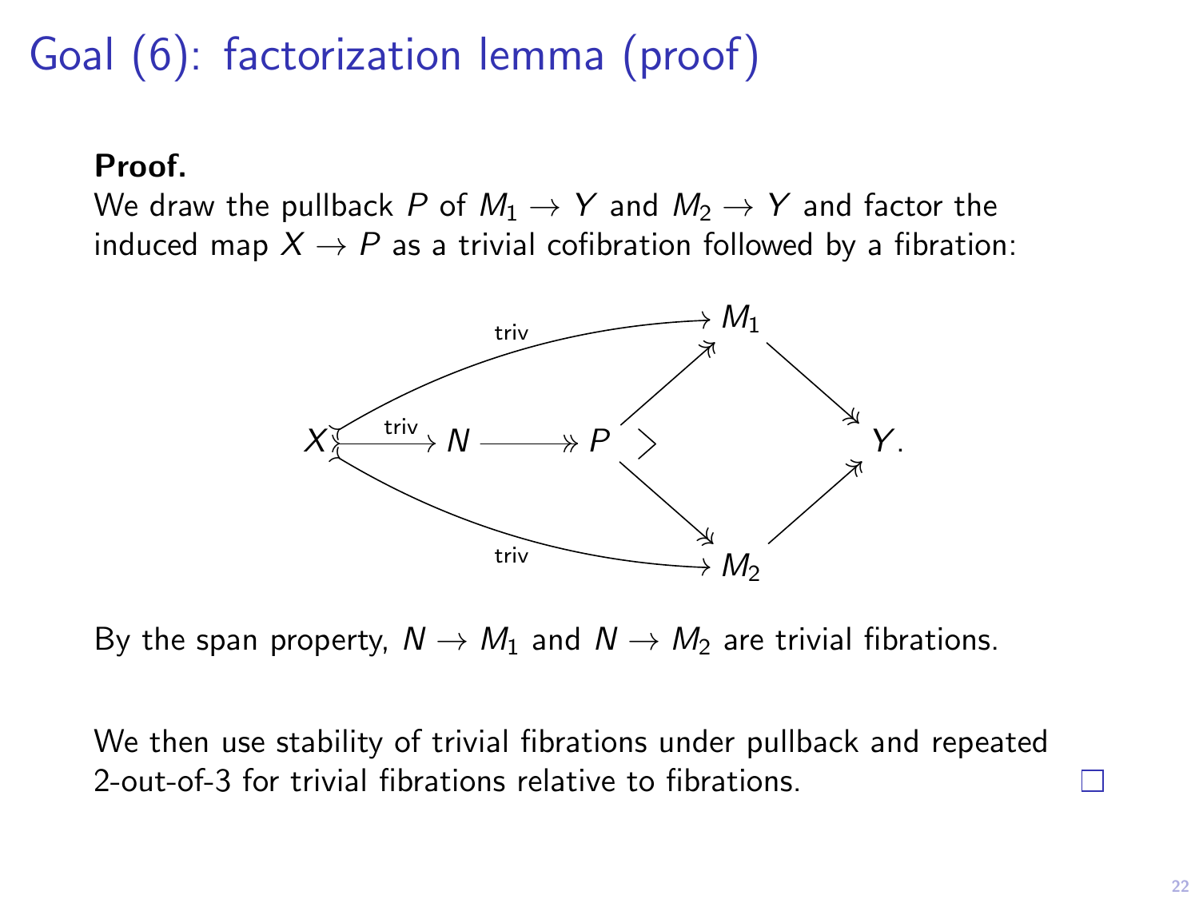# Goal (6): factorization lemma (proof)

**Proof.**

We draw the pullback $P$ of $M_1 \to Y$ and $M_2 \to Y$ and factor the induced map $X \to P$ as a trivial cofibration followed by a fibration:

$$
\begin{array}{ccccccc}
 & & & & M_1 & & \\
 & & & \nearrow & & \searrow & \\
X & \xrightarrow{\text{triv}} & N & \twoheadrightarrow & P & & Y. \\
 & & & \searrow & & \nearrow & \\
 & & & & M_2 & &
\end{array}
$$

(with $X \to M_1$ and $X \to M_2$ trivial cofibrations, $P \to M_1$, $P \to M_2$, $M_1 \to Y$, $M_2 \to Y$ fibrations, and $P$ the pullback)

By the span property, $N \to M_1$ and $N \to M_2$ are trivial fibrations.

We then use stability of trivial fibrations under pullback and repeated 2-out-of-3 for trivial fibrations relative to fibrations. □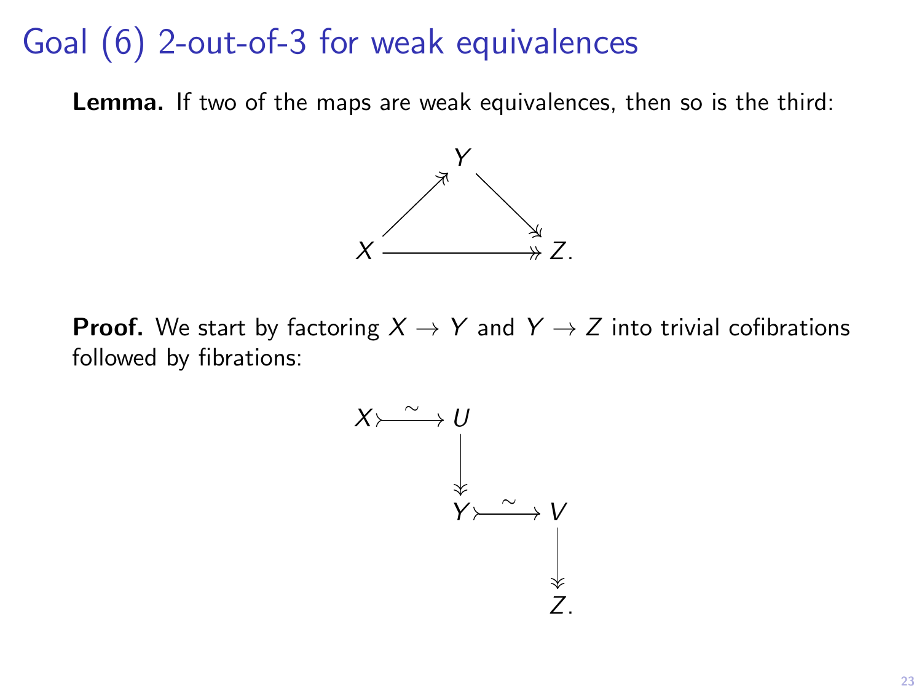# Goal (6) 2-out-of-3 for weak equivalences

**Lemma.** If two of the maps are weak equivalences, then so is the third:

$$
\begin{array}{ccccc}
 & & Y & & \\
 & \nearrow & & \searrow & \\
X & & \longrightarrow & & Z.
\end{array}
$$

**Proof.** We start by factoring $X \to Y$ and $Y \to Z$ into trivial cofibrations followed by fibrations:

$$
\begin{array}{ccccc}
X & \overset{\sim}{\rightarrowtail} & U & & \\
 & & \downarrow & & \\
 & & Y & \overset{\sim}{\rightarrowtail} & V \\
 & & & & \downarrow \\
 & & & & Z.
\end{array}
$$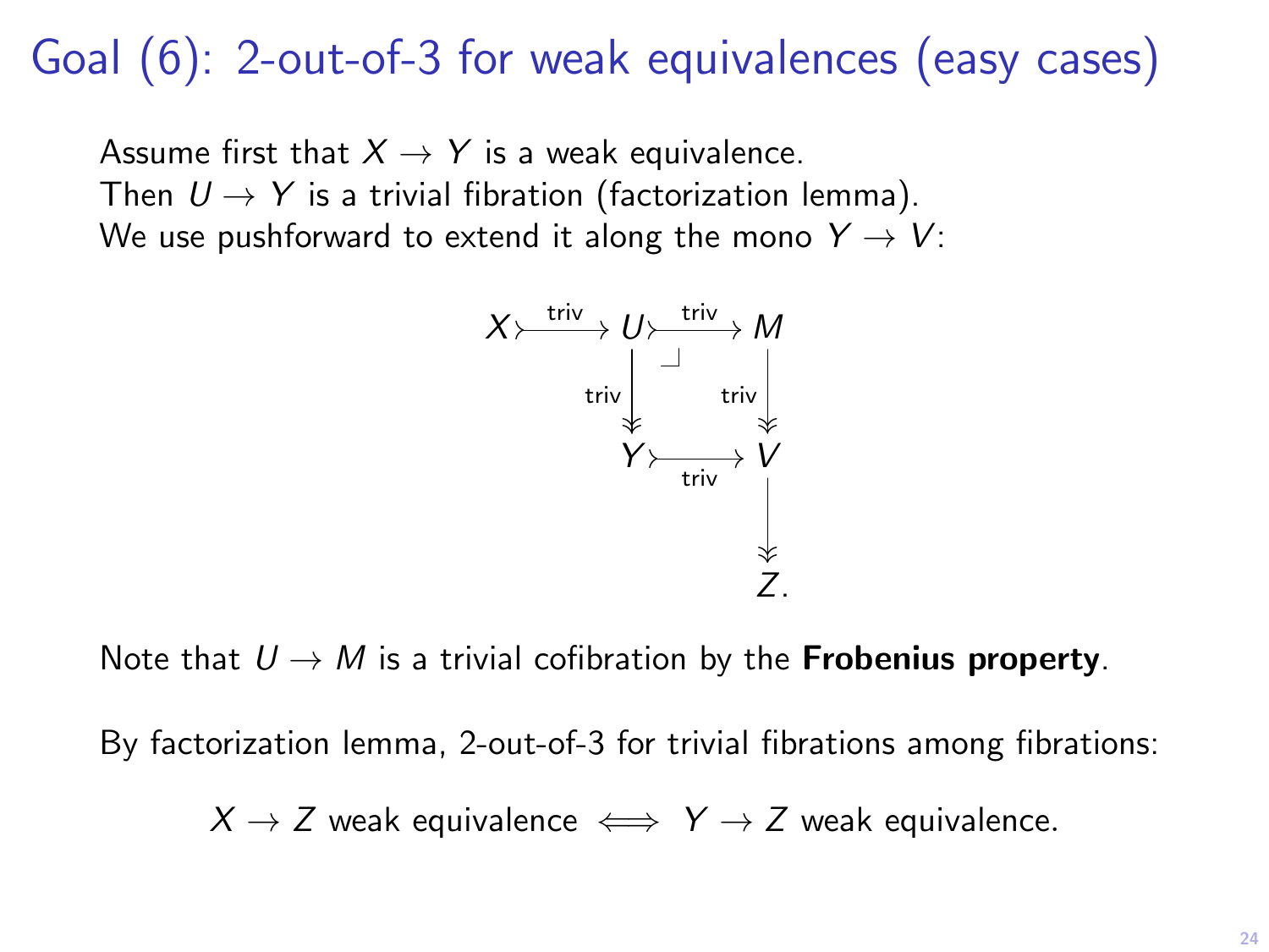# Goal (6): 2-out-of-3 for weak equivalences (easy cases)

Assume first that $X \to Y$ is a weak equivalence.
Then $U \to Y$ is a trivial fibration (factorization lemma).
We use pushforward to extend it along the mono $Y \to V$:

$$
\begin{array}{ccccc}
X & \overset{\text{triv}}{\rightarrowtail} & U & \overset{\text{triv}}{\rightarrowtail} & M \\
 & & {\scriptstyle\text{triv}}\downarrow\!\!\!\!\twoheadrightarrow & \lrcorner & \twoheadrightarrow{\scriptstyle\text{triv}} \\
 & & Y & \underset{\text{triv}}{\rightarrowtail} & V \\
 & & & & \downarrow\!\!\!\!\twoheadrightarrow \\
 & & & & Z.
\end{array}
$$

Note that $U \to M$ is a trivial cofibration by the **Frobenius property**.

By factorization lemma, 2-out-of-3 for trivial fibrations among fibrations:

$$X \to Z \text{ weak equivalence } \iff Y \to Z \text{ weak equivalence.}$$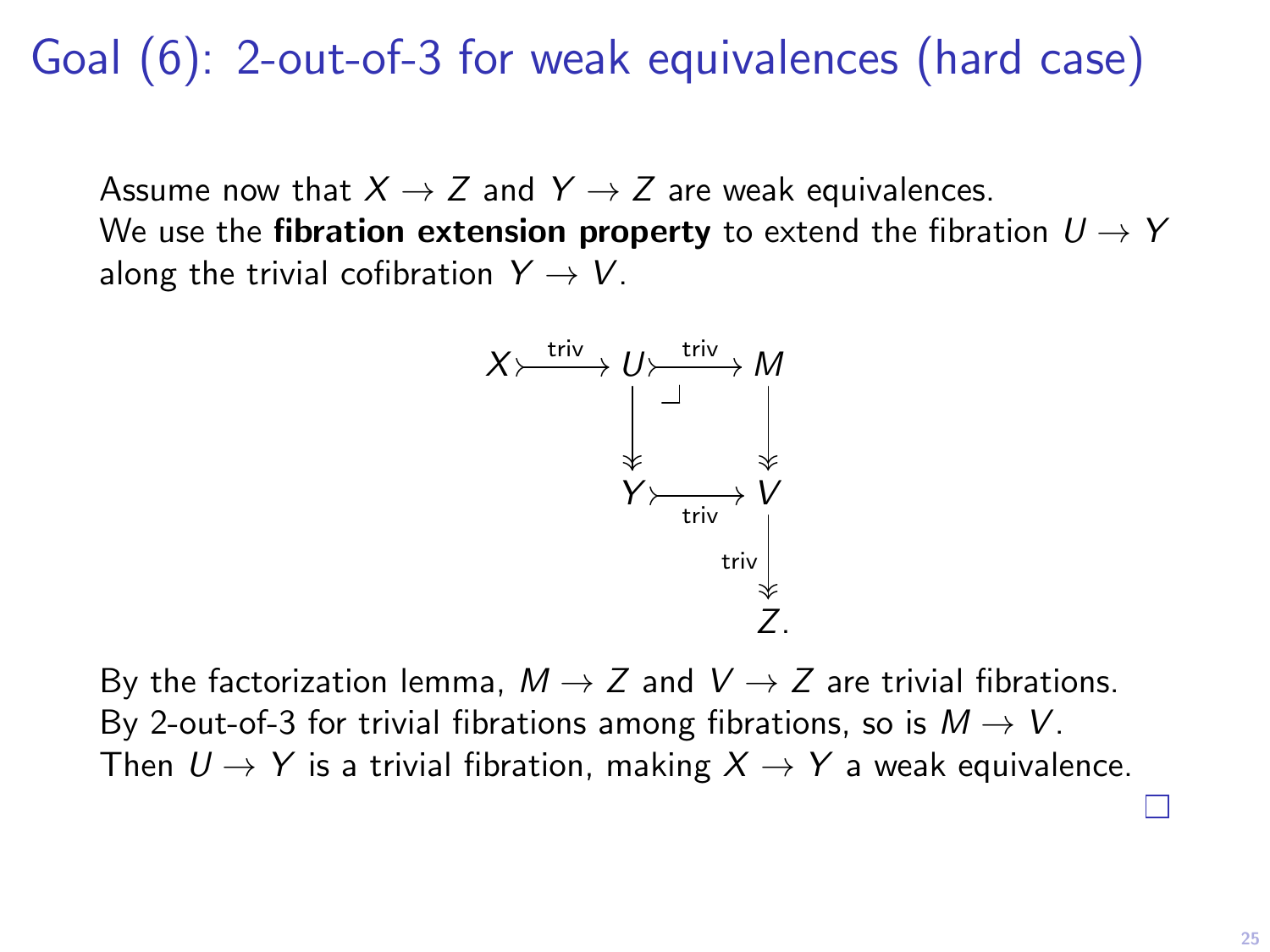# Goal (6): 2-out-of-3 for weak equivalences (hard case)

Assume now that $X \to Z$ and $Y \to Z$ are weak equivalences.
We use the **fibration extension property** to extend the fibration $U \to Y$ along the trivial cofibration $Y \to V$.

$$
\begin{array}{ccccc}
X & \overset{\text{triv}}{\rightarrowtail} & U & \overset{\text{triv}}{\rightarrowtail} & M \\
 & & \downarrow\!\!\!\downarrow & \lrcorner & \downarrow\!\!\!\downarrow \\
 & & Y & \underset{\text{triv}}{\rightarrowtail} & V \\
 & & & & \downarrow\!\!\!\downarrow \, \text{triv} \\
 & & & & Z.
\end{array}
$$

By the factorization lemma, $M \to Z$ and $V \to Z$ are trivial fibrations.
By 2-out-of-3 for trivial fibrations among fibrations, so is $M \to V$.
Then $U \to Y$ is a trivial fibration, making $X \to Y$ a weak equivalence.

□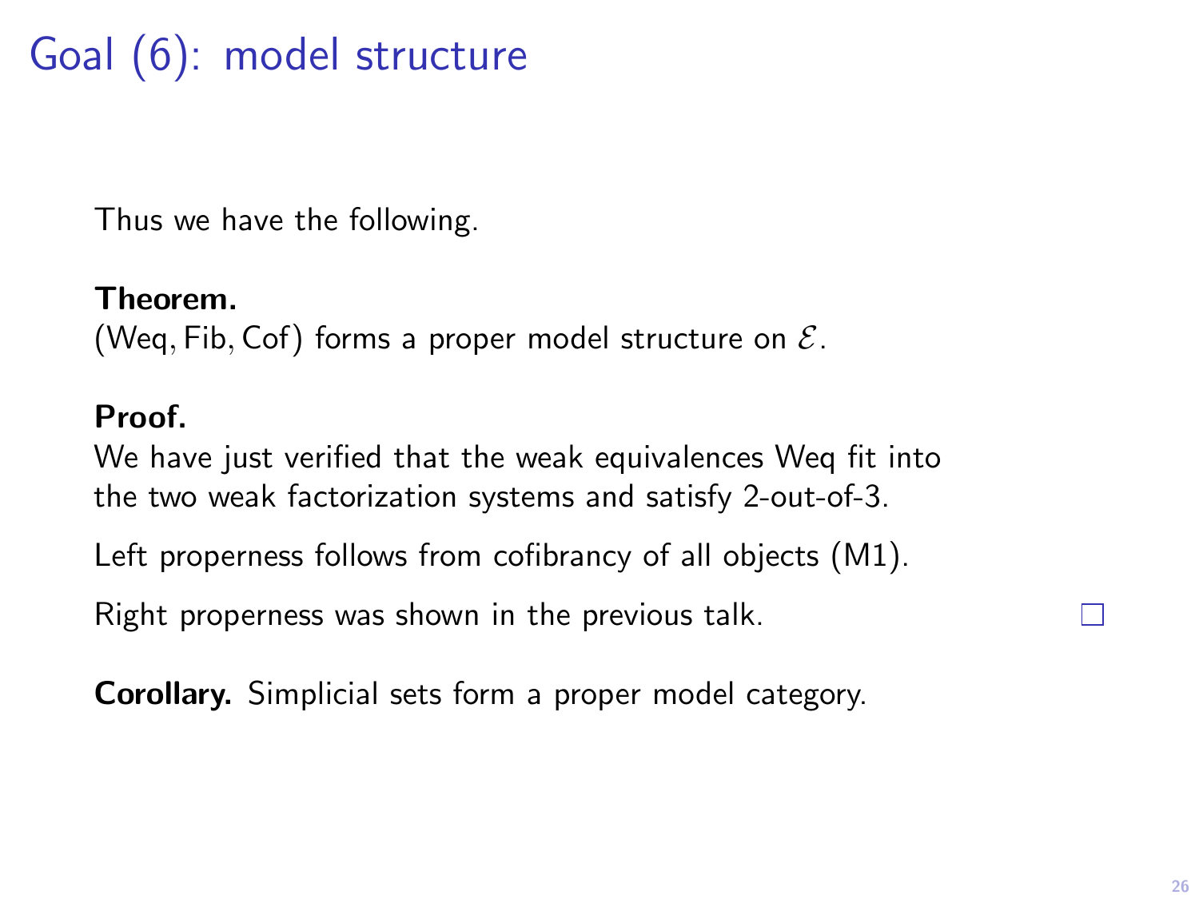# Goal (6): model structure

Thus we have the following.

**Theorem.**
$(\mathrm{Weq}, \mathrm{Fib}, \mathrm{Cof})$ forms a proper model structure on $\mathcal{E}$.

**Proof.**
We have just verified that the weak equivalences Weq fit into the two weak factorization systems and satisfy 2-out-of-3.

Left properness follows from cofibrancy of all objects (M1).

Right properness was shown in the previous talk. □

**Corollary.** Simplicial sets form a proper model category.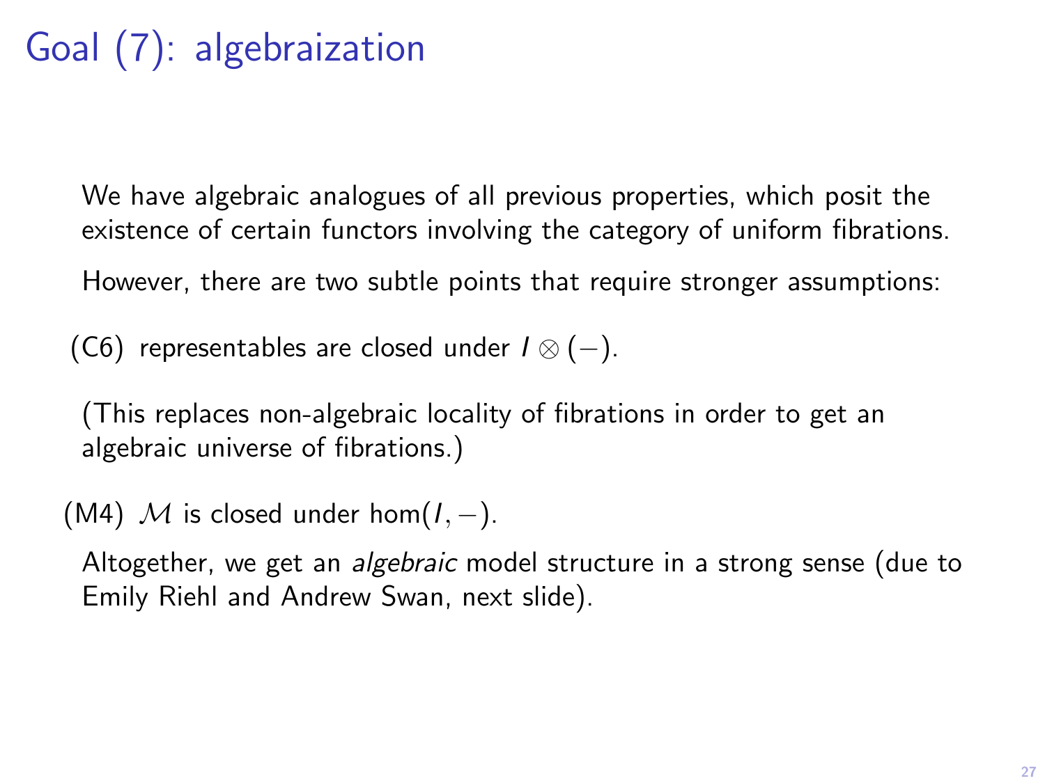# Goal (7): algebraization

We have algebraic analogues of all previous properties, which posit the existence of certain functors involving the category of uniform fibrations.

However, there are two subtle points that require stronger assumptions:

(C6) representables are closed under $I \otimes (-)$.

(This replaces non-algebraic locality of fibrations in order to get an algebraic universe of fibrations.)

(M4) $\mathcal{M}$ is closed under $\hom(I, -)$.

Altogether, we get an *algebraic* model structure in a strong sense (due to Emily Riehl and Andrew Swan, next slide).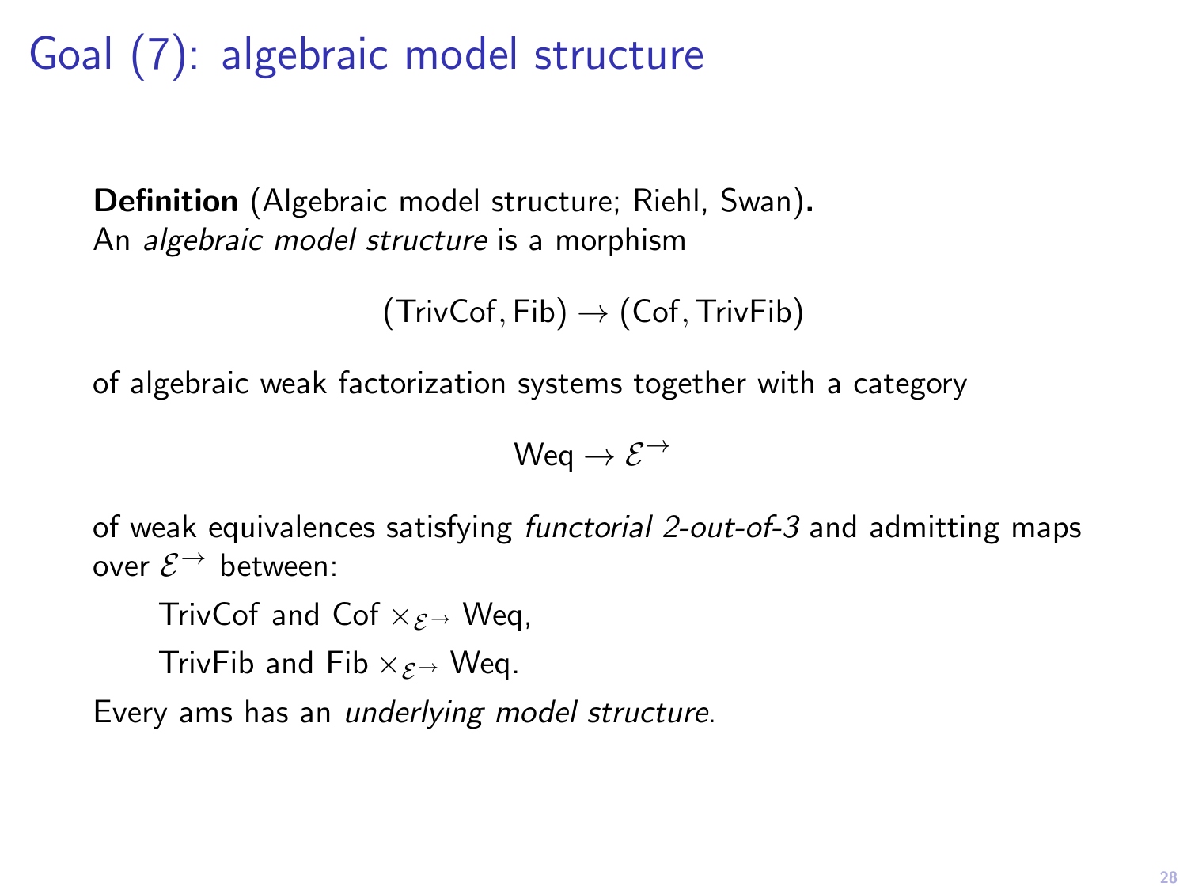# Goal (7): algebraic model structure

**Definition** (Algebraic model structure; Riehl, Swan)**.**
An *algebraic model structure* is a morphism

$$(\mathsf{TrivCof}, \mathsf{Fib}) \to (\mathsf{Cof}, \mathsf{TrivFib})$$

of algebraic weak factorization systems together with a category

$$\mathsf{Weq} \to \mathcal{E}^{\to}$$

of weak equivalences satisfying *functorial 2-out-of-3* and admitting maps over $\mathcal{E}^{\to}$ between:

> TrivCof and $\mathsf{Cof} \times_{\mathcal{E}^{\to}} \mathsf{Weq}$,
>
> TrivFib and $\mathsf{Fib} \times_{\mathcal{E}^{\to}} \mathsf{Weq}$.

Every ams has an *underlying model structure*.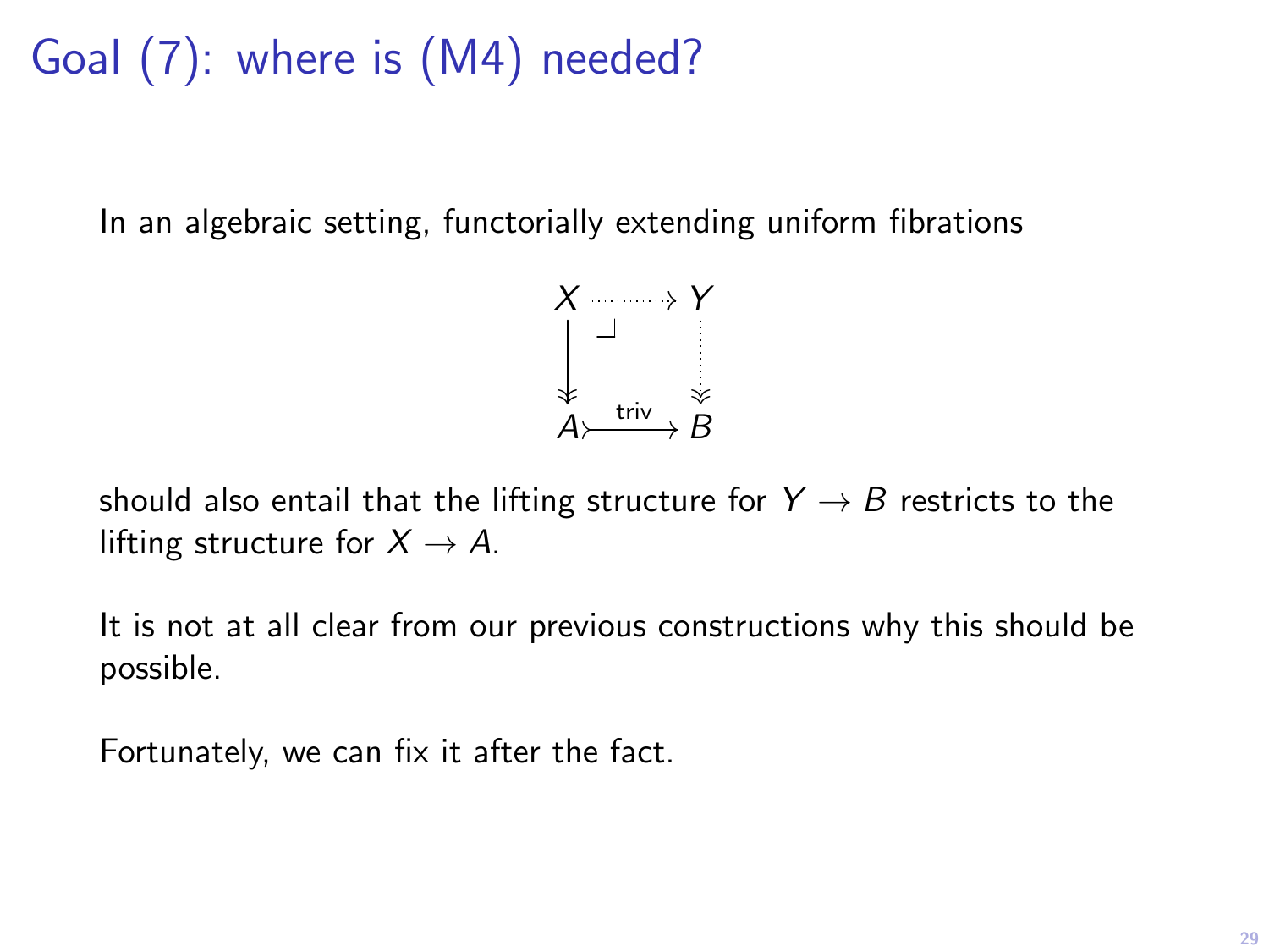# Goal (7): where is (M4) needed?

In an algebraic setting, functorially extending uniform fibrations

$$
\begin{array}{ccc}
X & \dashrightarrow & Y \\
\downarrow & \lrcorner & \vdots \\
A & \xrightarrow{\text{triv}} & B
\end{array}
$$

should also entail that the lifting structure for $Y \to B$ restricts to the lifting structure for $X \to A$.

It is not at all clear from our previous constructions why this should be possible.

Fortunately, we can fix it after the fact.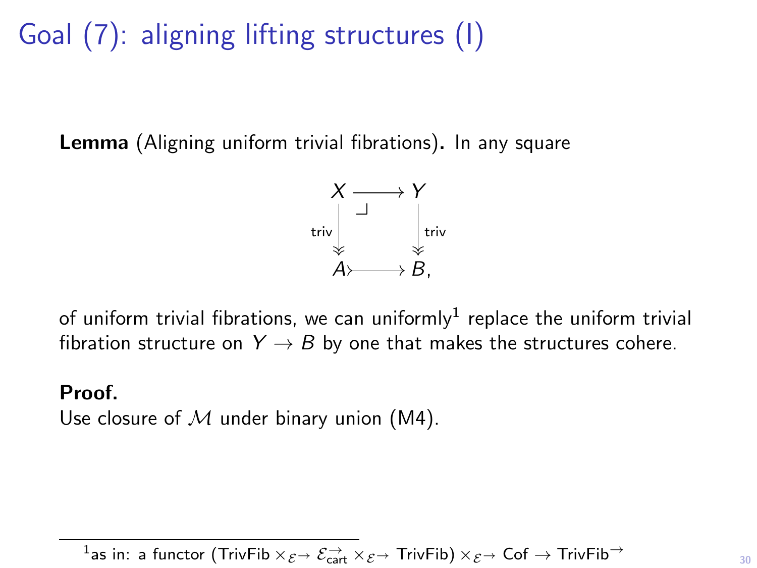# Goal (7): aligning lifting structures (I)

**Lemma** (Aligning uniform trivial fibrations)**.** In any square

$$
\begin{array}{ccc}
X & \longrightarrow & Y \\
{\scriptstyle \text{triv}}\big\downarrow & \lrcorner & \big\downarrow{\scriptstyle \text{triv}} \\
A & \rightarrowtail & B,
\end{array}
$$

of uniform trivial fibrations, we can uniformly[1] replace the uniform trivial fibration structure on $Y \to B$ by one that makes the structures cohere.

**Proof.**
Use closure of $\mathcal{M}$ under binary union (M4).

[1] as in: a functor $(\mathsf{TrivFib} \times_{\mathcal{E}^{\to}} \mathcal{E}^{\to}_{\mathsf{cart}} \times_{\mathcal{E}^{\to}} \mathsf{TrivFib}) \times_{\mathcal{E}^{\to}} \mathsf{Cof} \to \mathsf{TrivFib}^{\to}$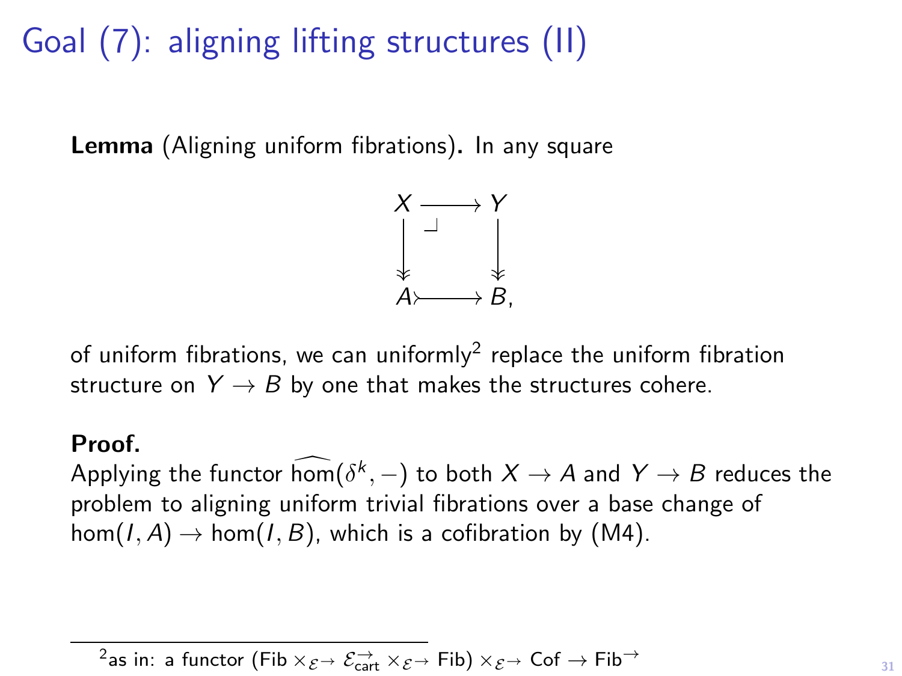# Goal (7): aligning lifting structures (II)

**Lemma** (Aligning uniform fibrations)**.** In any square

$$\begin{array}{ccc} X & \longrightarrow & Y \\ \downarrow\!\!\!\downarrow & \lrcorner & \downarrow\!\!\!\downarrow \\ A & \rightarrowtail & B, \end{array}$$

of uniform fibrations, we can uniformly[2] replace the uniform fibration structure on $Y \to B$ by one that makes the structures cohere.

**Proof.**
Applying the functor $\widehat{\hom}(\delta^k, -)$ to both $X \to A$ and $Y \to B$ reduces the problem to aligning uniform trivial fibrations over a base change of $\hom(I, A) \to \hom(I, B)$, which is a cofibration by (M4).

---

[2] as in: a functor $(\mathsf{Fib} \times_{\mathcal{E}^\to} \mathcal{E}^\to_{\mathsf{cart}} \times_{\mathcal{E}^\to} \mathsf{Fib}) \times_{\mathcal{E}^\to} \mathsf{Cof} \to \mathsf{Fib}^\to$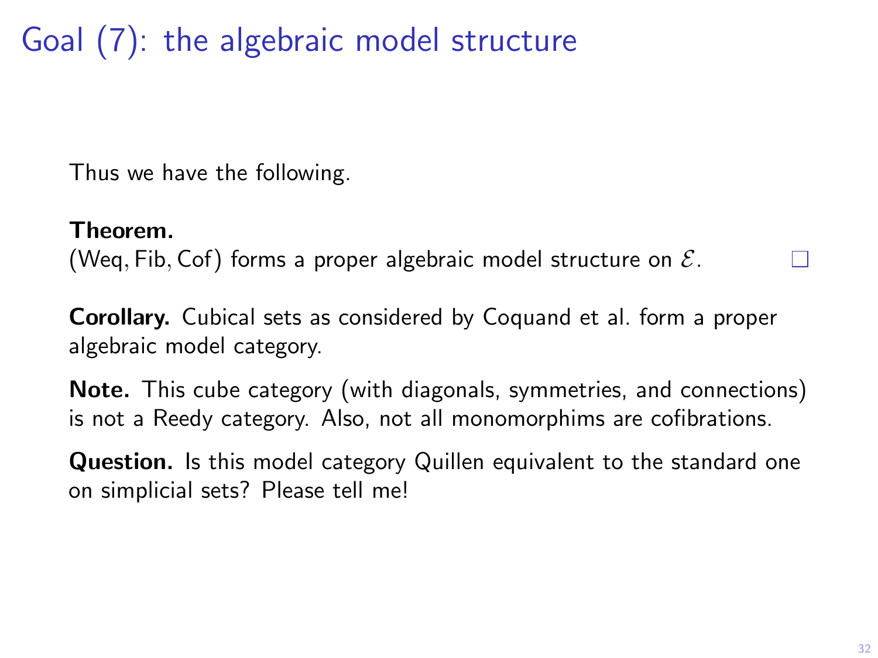# Goal (7): the algebraic model structure

Thus we have the following.

**Theorem.**
$(\mathsf{Weq}, \mathsf{Fib}, \mathsf{Cof})$ forms a proper algebraic model structure on $\mathcal{E}$. $\square$

**Corollary.** Cubical sets as considered by Coquand et al. form a proper algebraic model category.

**Note.** This cube category (with diagonals, symmetries, and connections) is not a Reedy category. Also, not all monomorphims are cofibrations.

**Question.** Is this model category Quillen equivalent to the standard one on simplicial sets? Please tell me!